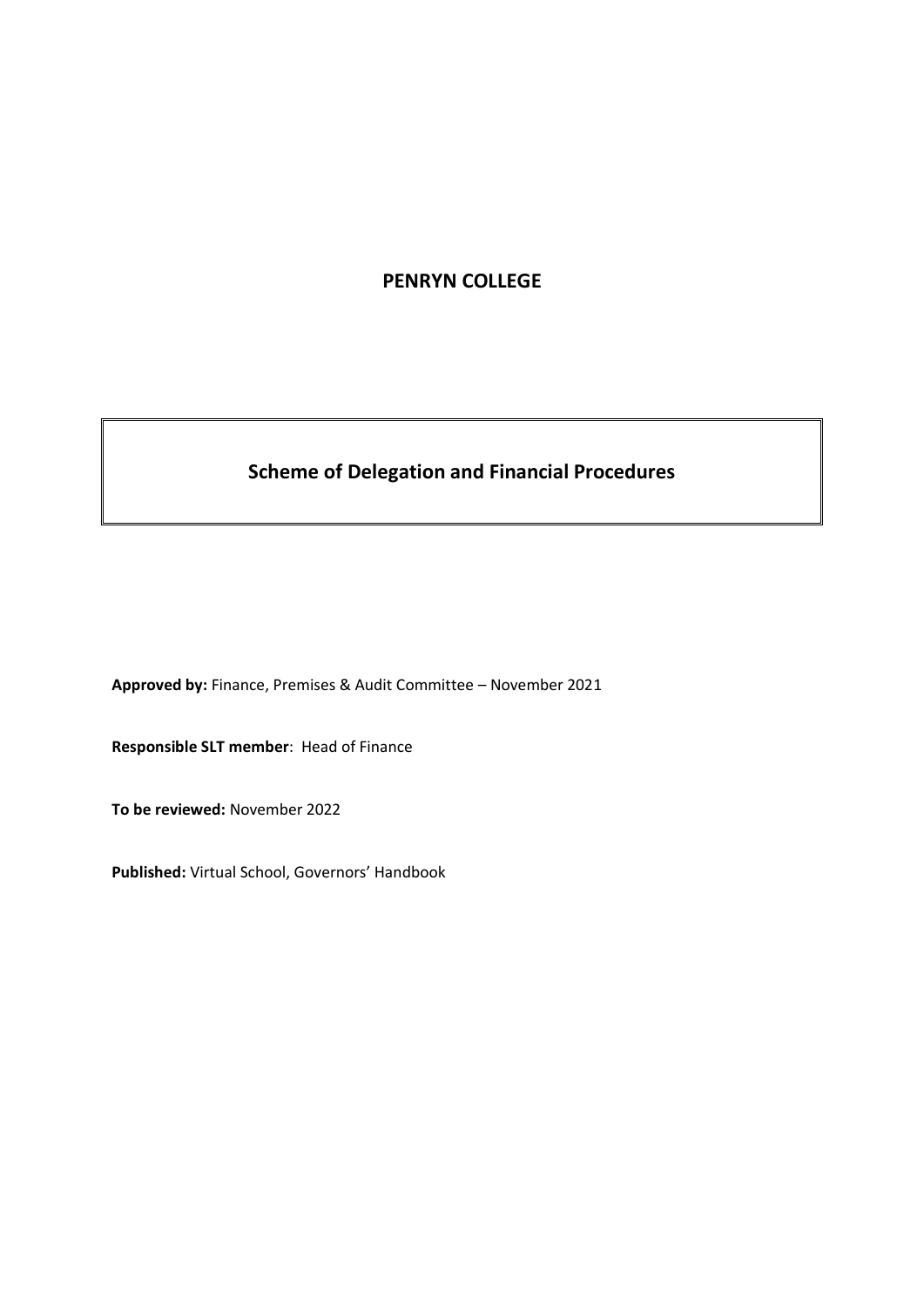# PENRYN COLLEGE

## Scheme of Delegation and Financial Procedures

**Approved by:** Finance, Premises & Audit Committee – November 2021

**Responsible SLT member**: Head of Finance

**To be reviewed:** November 2022

**Published:** Virtual School, Governors' Handbook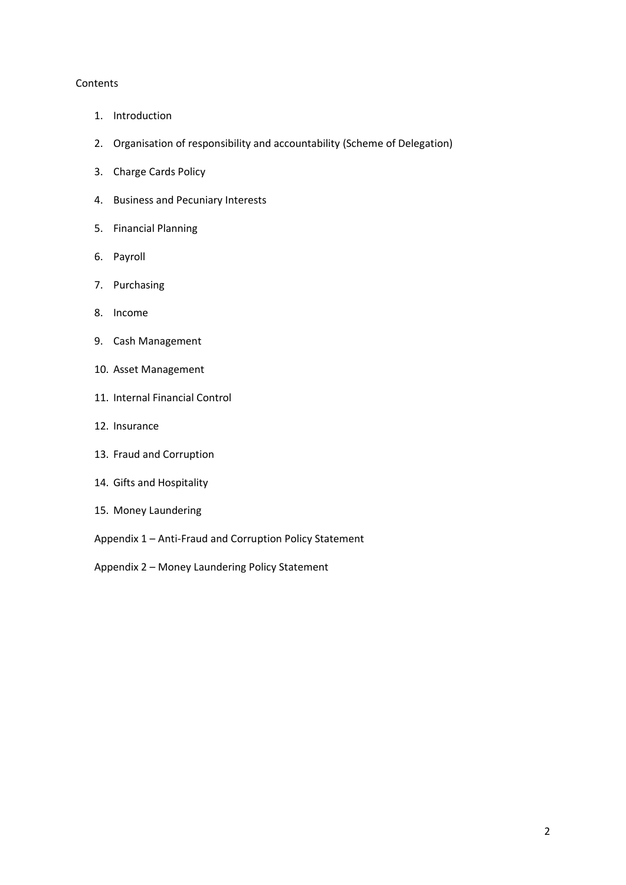Contents

1. Introduction
2. Organisation of responsibility and accountability (Scheme of Delegation)
3. Charge Cards Policy
4. Business and Pecuniary Interests
5. Financial Planning
6. Payroll
7. Purchasing
8. Income
9. Cash Management
10. Asset Management
11. Internal Financial Control
12. Insurance
13. Fraud and Corruption
14. Gifts and Hospitality
15. Money Laundering

Appendix 1 – Anti-Fraud and Corruption Policy Statement

Appendix 2 – Money Laundering Policy Statement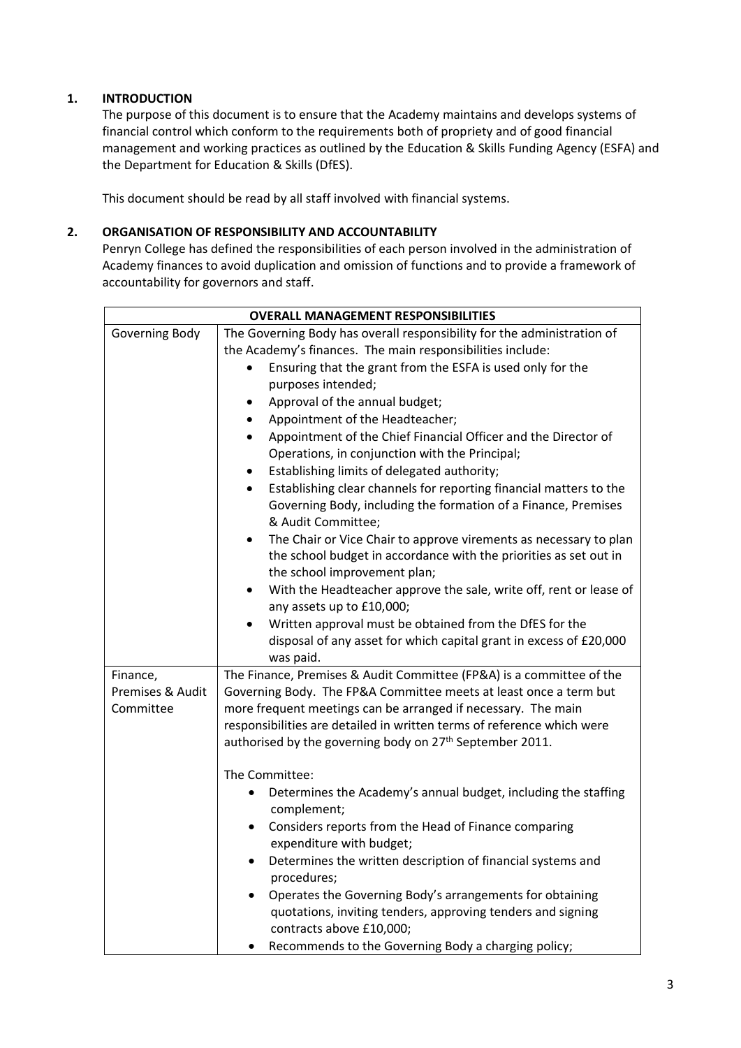## 1. INTRODUCTION

The purpose of this document is to ensure that the Academy maintains and develops systems of financial control which conform to the requirements both of propriety and of good financial management and working practices as outlined by the Education & Skills Funding Agency (ESFA) and the Department for Education & Skills (DfES).

This document should be read by all staff involved with financial systems.

## 2. ORGANISATION OF RESPONSIBILITY AND ACCOUNTABILITY

Penryn College has defined the responsibilities of each person involved in the administration of Academy finances to avoid duplication and omission of functions and to provide a framework of accountability for governors and staff.

| OVERALL MANAGEMENT RESPONSIBILITIES | |
|---|---|
| Governing Body | The Governing Body has overall responsibility for the administration of the Academy's finances. The main responsibilities include:<br>• Ensuring that the grant from the ESFA is used only for the purposes intended;<br>• Approval of the annual budget;<br>• Appointment of the Headteacher;<br>• Appointment of the Chief Financial Officer and the Director of Operations, in conjunction with the Principal;<br>• Establishing limits of delegated authority;<br>• Establishing clear channels for reporting financial matters to the Governing Body, including the formation of a Finance, Premises & Audit Committee;<br>• The Chair or Vice Chair to approve virements as necessary to plan the school budget in accordance with the priorities as set out in the school improvement plan;<br>• With the Headteacher approve the sale, write off, rent or lease of any assets up to £10,000;<br>• Written approval must be obtained from the DfES for the disposal of any asset for which capital grant in excess of £20,000 was paid. |
| Finance, Premises & Audit Committee | The Finance, Premises & Audit Committee (FP&A) is a committee of the Governing Body. The FP&A Committee meets at least once a term but more frequent meetings can be arranged if necessary. The main responsibilities are detailed in written terms of reference which were authorised by the governing body on 27th September 2011.<br><br>The Committee:<br>• Determines the Academy's annual budget, including the staffing complement;<br>• Considers reports from the Head of Finance comparing expenditure with budget;<br>• Determines the written description of financial systems and procedures;<br>• Operates the Governing Body's arrangements for obtaining quotations, inviting tenders, approving tenders and signing contracts above £10,000;<br>• Recommends to the Governing Body a charging policy; |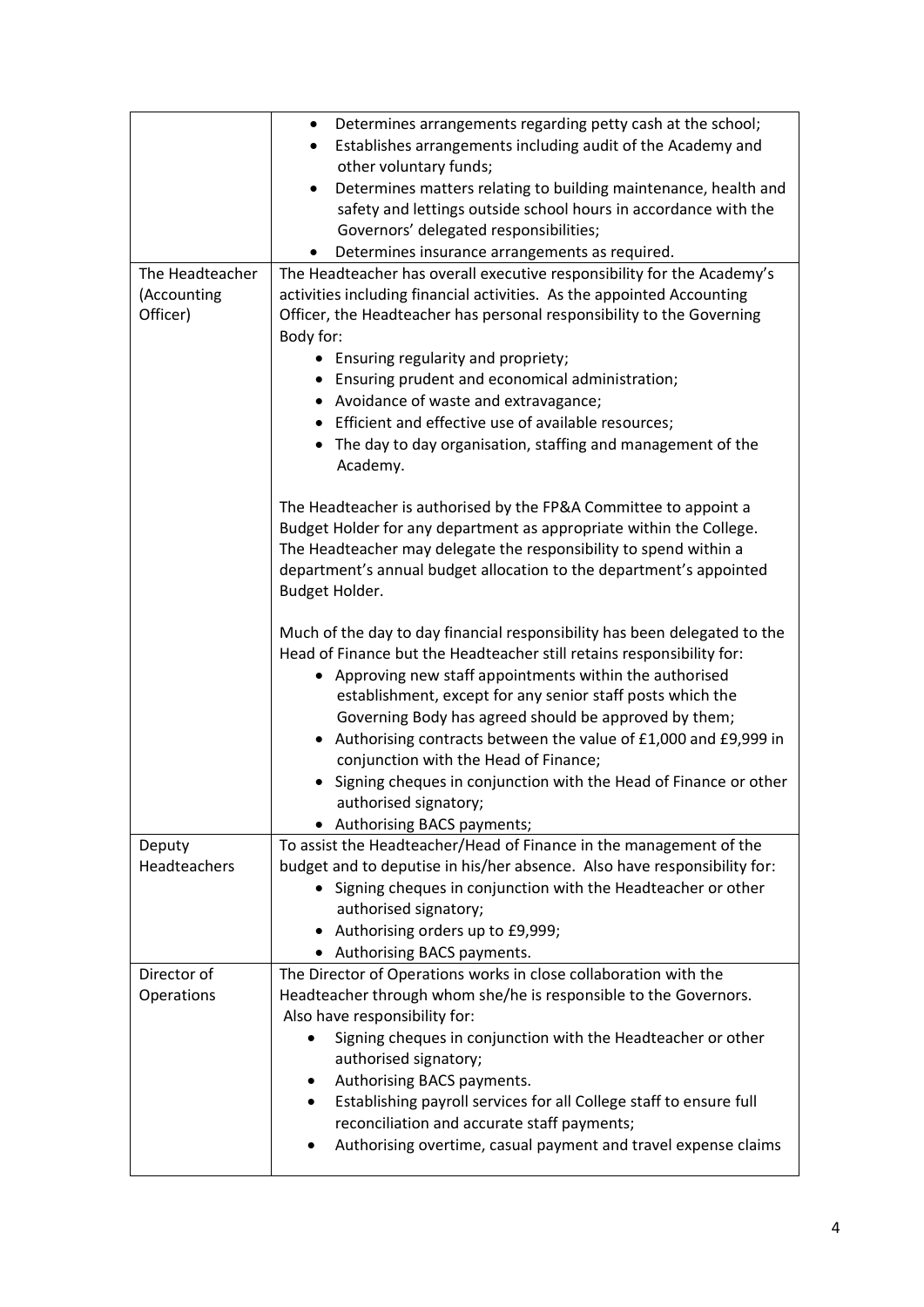| | |
|---|---|
| | • Determines arrangements regarding petty cash at the school;<br>• Establishes arrangements including audit of the Academy and other voluntary funds;<br>• Determines matters relating to building maintenance, health and safety and lettings outside school hours in accordance with the Governors' delegated responsibilities;<br>• Determines insurance arrangements as required. |
| The Headteacher (Accounting Officer) | The Headteacher has overall executive responsibility for the Academy's activities including financial activities. As the appointed Accounting Officer, the Headteacher has personal responsibility to the Governing Body for:<br>• Ensuring regularity and propriety;<br>• Ensuring prudent and economical administration;<br>• Avoidance of waste and extravagance;<br>• Efficient and effective use of available resources;<br>• The day to day organisation, staffing and management of the Academy.<br><br>The Headteacher is authorised by the FP&A Committee to appoint a Budget Holder for any department as appropriate within the College. The Headteacher may delegate the responsibility to spend within a department's annual budget allocation to the department's appointed Budget Holder.<br><br>Much of the day to day financial responsibility has been delegated to the Head of Finance but the Headteacher still retains responsibility for:<br>• Approving new staff appointments within the authorised establishment, except for any senior staff posts which the Governing Body has agreed should be approved by them;<br>• Authorising contracts between the value of £1,000 and £9,999 in conjunction with the Head of Finance;<br>• Signing cheques in conjunction with the Head of Finance or other authorised signatory;<br>• Authorising BACS payments; |
| Deputy Headteachers | To assist the Headteacher/Head of Finance in the management of the budget and to deputise in his/her absence. Also have responsibility for:<br>• Signing cheques in conjunction with the Headteacher or other authorised signatory;<br>• Authorising orders up to £9,999;<br>• Authorising BACS payments. |
| Director of Operations | The Director of Operations works in close collaboration with the Headteacher through whom she/he is responsible to the Governors. Also have responsibility for:<br>• Signing cheques in conjunction with the Headteacher or other authorised signatory;<br>• Authorising BACS payments.<br>• Establishing payroll services for all College staff to ensure full reconciliation and accurate staff payments;<br>• Authorising overtime, casual payment and travel expense claims |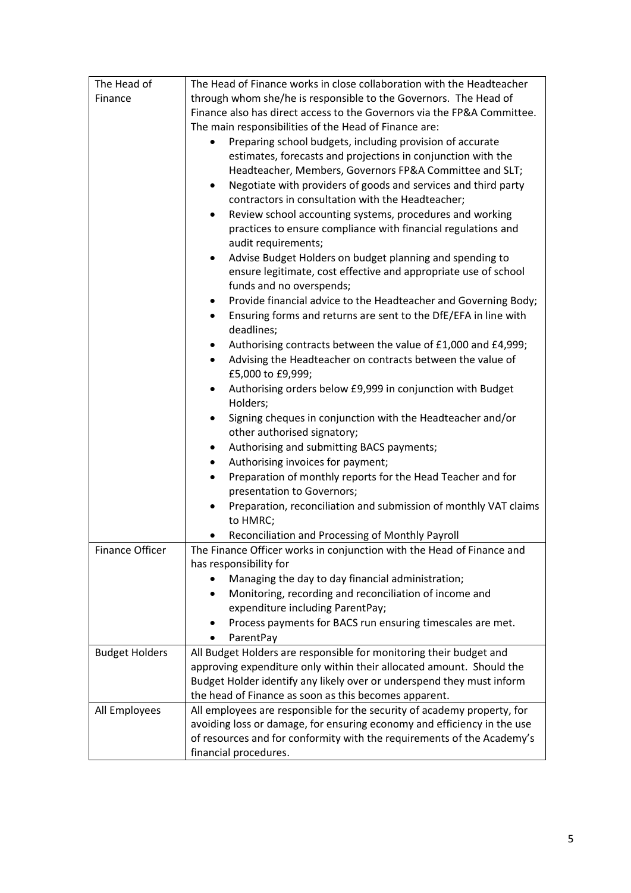| The Head of Finance | The Head of Finance works in close collaboration with the Headteacher through whom she/he is responsible to the Governors. The Head of Finance also has direct access to the Governors via the FP&A Committee. The main responsibilities of the Head of Finance are:<br>• Preparing school budgets, including provision of accurate estimates, forecasts and projections in conjunction with the Headteacher, Members, Governors FP&A Committee and SLT;<br>• Negotiate with providers of goods and services and third party contractors in consultation with the Headteacher;<br>• Review school accounting systems, procedures and working practices to ensure compliance with financial regulations and audit requirements;<br>• Advise Budget Holders on budget planning and spending to ensure legitimate, cost effective and appropriate use of school funds and no overspends;<br>• Provide financial advice to the Headteacher and Governing Body;<br>• Ensuring forms and returns are sent to the DfE/EFA in line with deadlines;<br>• Authorising contracts between the value of £1,000 and £4,999;<br>• Advising the Headteacher on contracts between the value of £5,000 to £9,999;<br>• Authorising orders below £9,999 in conjunction with Budget Holders;<br>• Signing cheques in conjunction with the Headteacher and/or other authorised signatory;<br>• Authorising and submitting BACS payments;<br>• Authorising invoices for payment;<br>• Preparation of monthly reports for the Head Teacher and for presentation to Governors;<br>• Preparation, reconciliation and submission of monthly VAT claims to HMRC;<br>• Reconciliation and Processing of Monthly Payroll |
|---|---|
| Finance Officer | The Finance Officer works in conjunction with the Head of Finance and has responsibility for<br>• Managing the day to day financial administration;<br>• Monitoring, recording and reconciliation of income and expenditure including ParentPay;<br>• Process payments for BACS run ensuring timescales are met.<br>• ParentPay |
| Budget Holders | All Budget Holders are responsible for monitoring their budget and approving expenditure only within their allocated amount. Should the Budget Holder identify any likely over or underspend they must inform the head of Finance as soon as this becomes apparent. |
| All Employees | All employees are responsible for the security of academy property, for avoiding loss or damage, for ensuring economy and efficiency in the use of resources and for conformity with the requirements of the Academy's financial procedures. |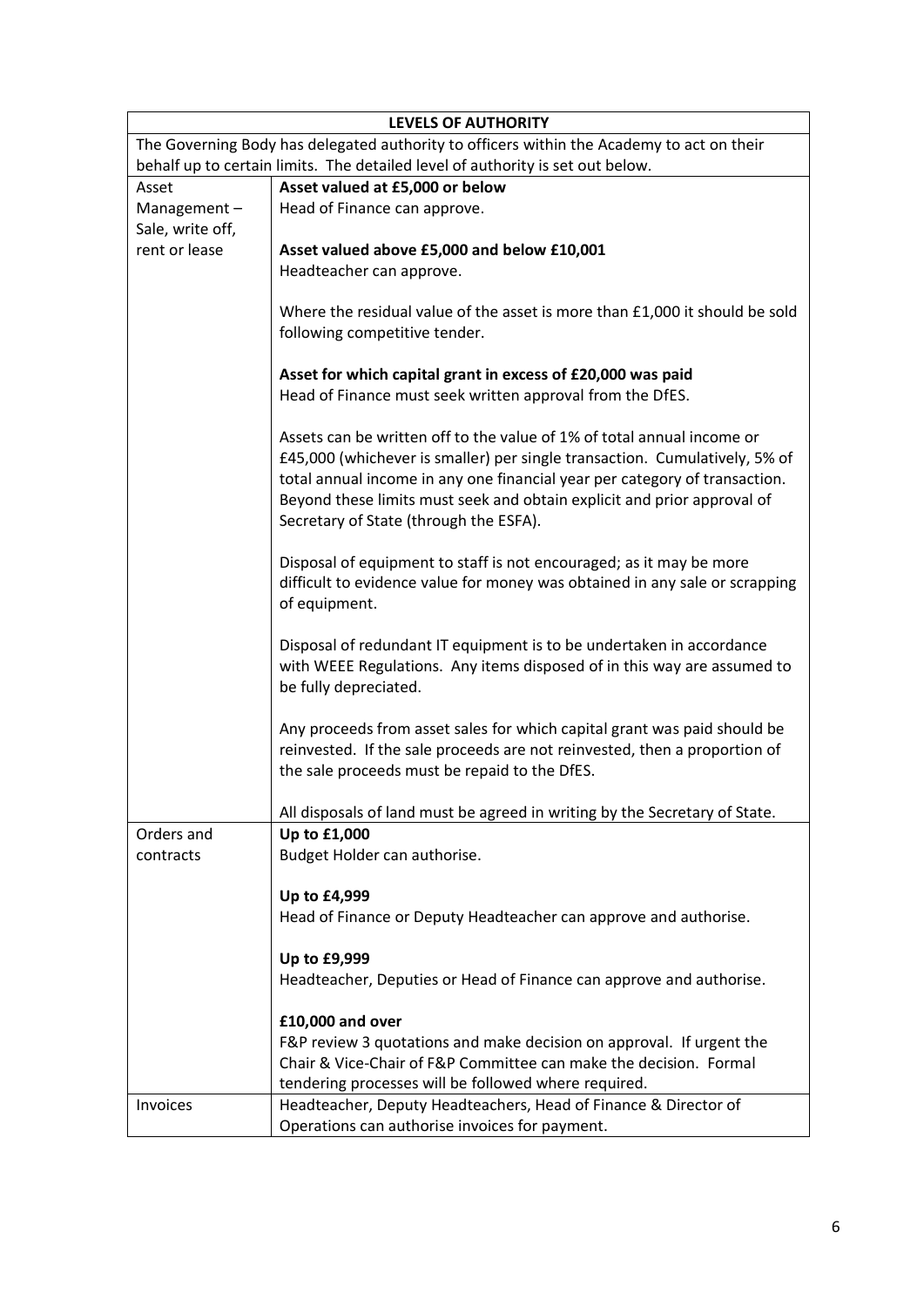| **LEVELS OF AUTHORITY** | |
|---|---|
| The Governing Body has delegated authority to officers within the Academy to act on their behalf up to certain limits. The detailed level of authority is set out below. | |
| Asset Management – Sale, write off, rent or lease | **Asset valued at £5,000 or below**<br>Head of Finance can approve.<br><br>**Asset valued above £5,000 and below £10,001**<br>Headteacher can approve.<br><br>Where the residual value of the asset is more than £1,000 it should be sold following competitive tender.<br><br>**Asset for which capital grant in excess of £20,000 was paid**<br>Head of Finance must seek written approval from the DfES.<br><br>Assets can be written off to the value of 1% of total annual income or £45,000 (whichever is smaller) per single transaction. Cumulatively, 5% of total annual income in any one financial year per category of transaction. Beyond these limits must seek and obtain explicit and prior approval of Secretary of State (through the ESFA).<br><br>Disposal of equipment to staff is not encouraged; as it may be more difficult to evidence value for money was obtained in any sale or scrapping of equipment.<br><br>Disposal of redundant IT equipment is to be undertaken in accordance with WEEE Regulations. Any items disposed of in this way are assumed to be fully depreciated.<br><br>Any proceeds from asset sales for which capital grant was paid should be reinvested. If the sale proceeds are not reinvested, then a proportion of the sale proceeds must be repaid to the DfES.<br><br>All disposals of land must be agreed in writing by the Secretary of State. |
| Orders and contracts | **Up to £1,000**<br>Budget Holder can authorise.<br><br>**Up to £4,999**<br>Head of Finance or Deputy Headteacher can approve and authorise.<br><br>**Up to £9,999**<br>Headteacher, Deputies or Head of Finance can approve and authorise.<br><br>**£10,000 and over**<br>F&P review 3 quotations and make decision on approval. If urgent the Chair & Vice-Chair of F&P Committee can make the decision. Formal tendering processes will be followed where required. |
| Invoices | Headteacher, Deputy Headteachers, Head of Finance & Director of Operations can authorise invoices for payment. |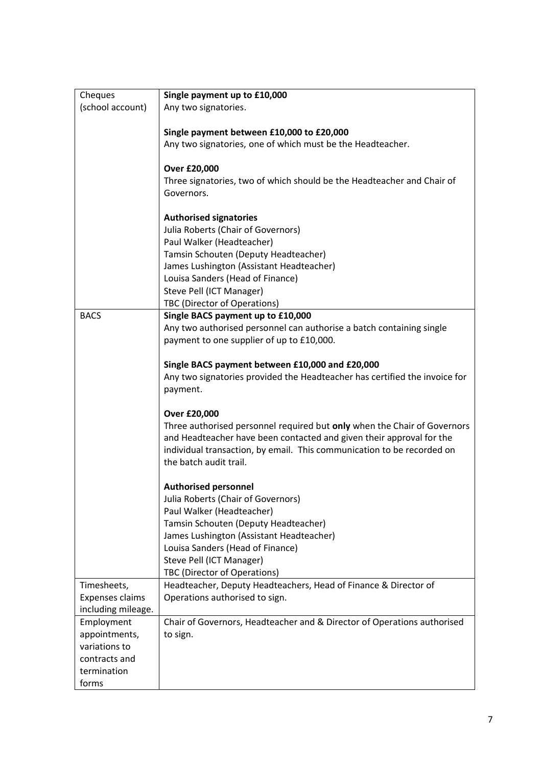| Cheques (school account) | **Single payment up to £10,000**<br>Any two signatories.<br><br>**Single payment between £10,000 to £20,000**<br>Any two signatories, one of which must be the Headteacher.<br><br>**Over £20,000**<br>Three signatories, two of which should be the Headteacher and Chair of Governors.<br><br>**Authorised signatories**<br>Julia Roberts (Chair of Governors)<br>Paul Walker (Headteacher)<br>Tamsin Schouten (Deputy Headteacher)<br>James Lushington (Assistant Headteacher)<br>Louisa Sanders (Head of Finance)<br>Steve Pell (ICT Manager)<br>TBC (Director of Operations) |
|---|---|
| BACS | **Single BACS payment up to £10,000**<br>Any two authorised personnel can authorise a batch containing single payment to one supplier of up to £10,000.<br><br>**Single BACS payment between £10,000 and £20,000**<br>Any two signatories provided the Headteacher has certified the invoice for payment.<br><br>**Over £20,000**<br>Three authorised personnel required but **only** when the Chair of Governors and Headteacher have been contacted and given their approval for the individual transaction, by email. This communication to be recorded on the batch audit trail.<br><br>**Authorised personnel**<br>Julia Roberts (Chair of Governors)<br>Paul Walker (Headteacher)<br>Tamsin Schouten (Deputy Headteacher)<br>James Lushington (Assistant Headteacher)<br>Louisa Sanders (Head of Finance)<br>Steve Pell (ICT Manager)<br>TBC (Director of Operations) |
| Timesheets, Expenses claims including mileage. | Headteacher, Deputy Headteachers, Head of Finance & Director of Operations authorised to sign. |
| Employment appointments, variations to contracts and termination forms | Chair of Governors, Headteacher and & Director of Operations authorised to sign. |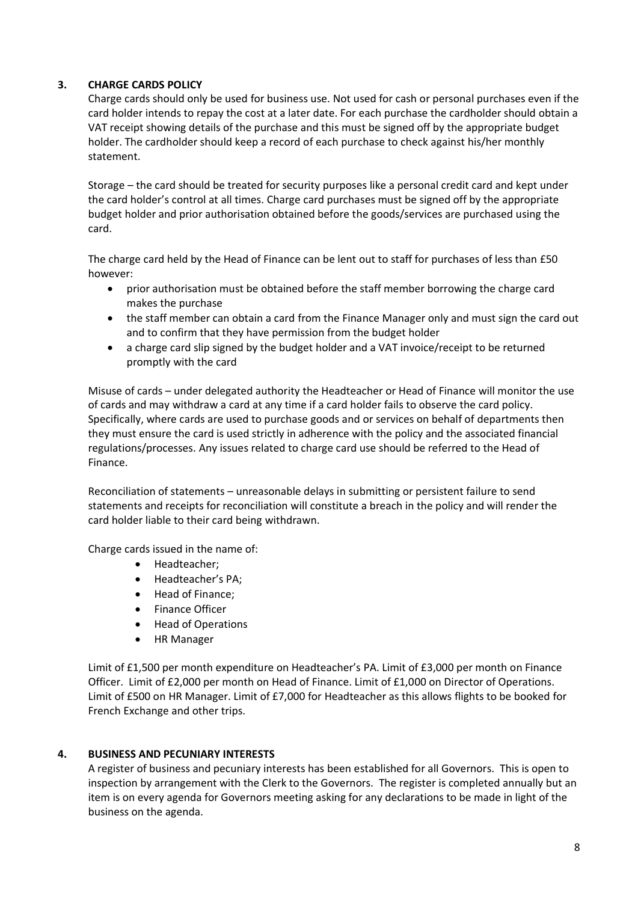## 3. CHARGE CARDS POLICY

Charge cards should only be used for business use. Not used for cash or personal purchases even if the card holder intends to repay the cost at a later date. For each purchase the cardholder should obtain a VAT receipt showing details of the purchase and this must be signed off by the appropriate budget holder. The cardholder should keep a record of each purchase to check against his/her monthly statement.

Storage – the card should be treated for security purposes like a personal credit card and kept under the card holder's control at all times. Charge card purchases must be signed off by the appropriate budget holder and prior authorisation obtained before the goods/services are purchased using the card.

The charge card held by the Head of Finance can be lent out to staff for purchases of less than £50 however:

- prior authorisation must be obtained before the staff member borrowing the charge card makes the purchase
- the staff member can obtain a card from the Finance Manager only and must sign the card out and to confirm that they have permission from the budget holder
- a charge card slip signed by the budget holder and a VAT invoice/receipt to be returned promptly with the card

Misuse of cards – under delegated authority the Headteacher or Head of Finance will monitor the use of cards and may withdraw a card at any time if a card holder fails to observe the card policy. Specifically, where cards are used to purchase goods and or services on behalf of departments then they must ensure the card is used strictly in adherence with the policy and the associated financial regulations/processes. Any issues related to charge card use should be referred to the Head of Finance.

Reconciliation of statements – unreasonable delays in submitting or persistent failure to send statements and receipts for reconciliation will constitute a breach in the policy and will render the card holder liable to their card being withdrawn.

Charge cards issued in the name of:

- Headteacher;
- Headteacher's PA;
- Head of Finance;
- Finance Officer
- Head of Operations
- HR Manager

Limit of £1,500 per month expenditure on Headteacher's PA. Limit of £3,000 per month on Finance Officer. Limit of £2,000 per month on Head of Finance. Limit of £1,000 on Director of Operations. Limit of £500 on HR Manager. Limit of £7,000 for Headteacher as this allows flights to be booked for French Exchange and other trips.

## 4. BUSINESS AND PECUNIARY INTERESTS

A register of business and pecuniary interests has been established for all Governors. This is open to inspection by arrangement with the Clerk to the Governors. The register is completed annually but an item is on every agenda for Governors meeting asking for any declarations to be made in light of the business on the agenda.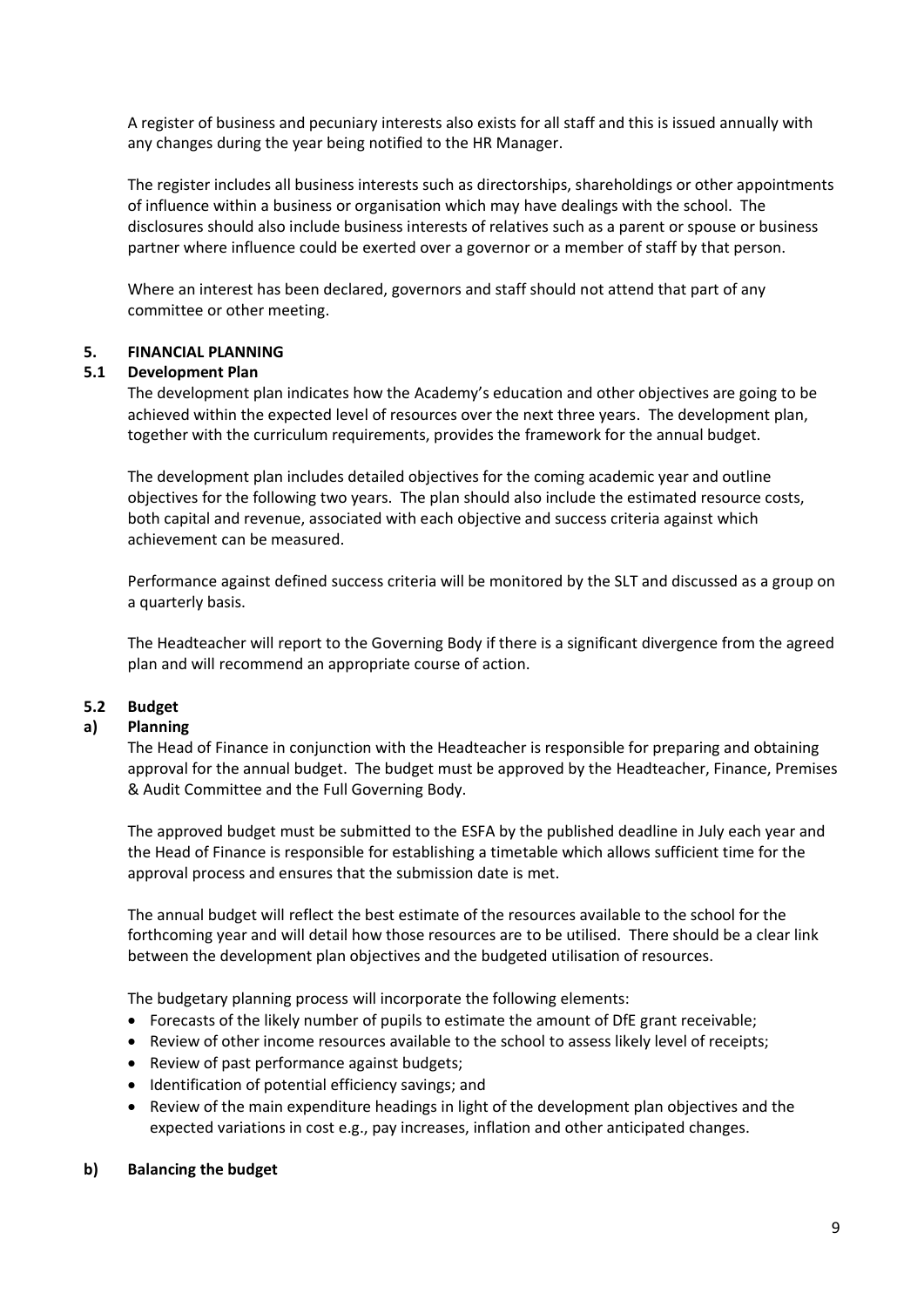A register of business and pecuniary interests also exists for all staff and this is issued annually with any changes during the year being notified to the HR Manager.

The register includes all business interests such as directorships, shareholdings or other appointments of influence within a business or organisation which may have dealings with the school. The disclosures should also include business interests of relatives such as a parent or spouse or business partner where influence could be exerted over a governor or a member of staff by that person.

Where an interest has been declared, governors and staff should not attend that part of any committee or other meeting.

## 5. FINANCIAL PLANNING

### 5.1 Development Plan

The development plan indicates how the Academy's education and other objectives are going to be achieved within the expected level of resources over the next three years. The development plan, together with the curriculum requirements, provides the framework for the annual budget.

The development plan includes detailed objectives for the coming academic year and outline objectives for the following two years. The plan should also include the estimated resource costs, both capital and revenue, associated with each objective and success criteria against which achievement can be measured.

Performance against defined success criteria will be monitored by the SLT and discussed as a group on a quarterly basis.

The Headteacher will report to the Governing Body if there is a significant divergence from the agreed plan and will recommend an appropriate course of action.

### 5.2 Budget

#### a) Planning

The Head of Finance in conjunction with the Headteacher is responsible for preparing and obtaining approval for the annual budget. The budget must be approved by the Headteacher, Finance, Premises & Audit Committee and the Full Governing Body.

The approved budget must be submitted to the ESFA by the published deadline in July each year and the Head of Finance is responsible for establishing a timetable which allows sufficient time for the approval process and ensures that the submission date is met.

The annual budget will reflect the best estimate of the resources available to the school for the forthcoming year and will detail how those resources are to be utilised. There should be a clear link between the development plan objectives and the budgeted utilisation of resources.

The budgetary planning process will incorporate the following elements:

- Forecasts of the likely number of pupils to estimate the amount of DfE grant receivable;
- Review of other income resources available to the school to assess likely level of receipts;
- Review of past performance against budgets;
- Identification of potential efficiency savings; and
- Review of the main expenditure headings in light of the development plan objectives and the expected variations in cost e.g., pay increases, inflation and other anticipated changes.

#### b) Balancing the budget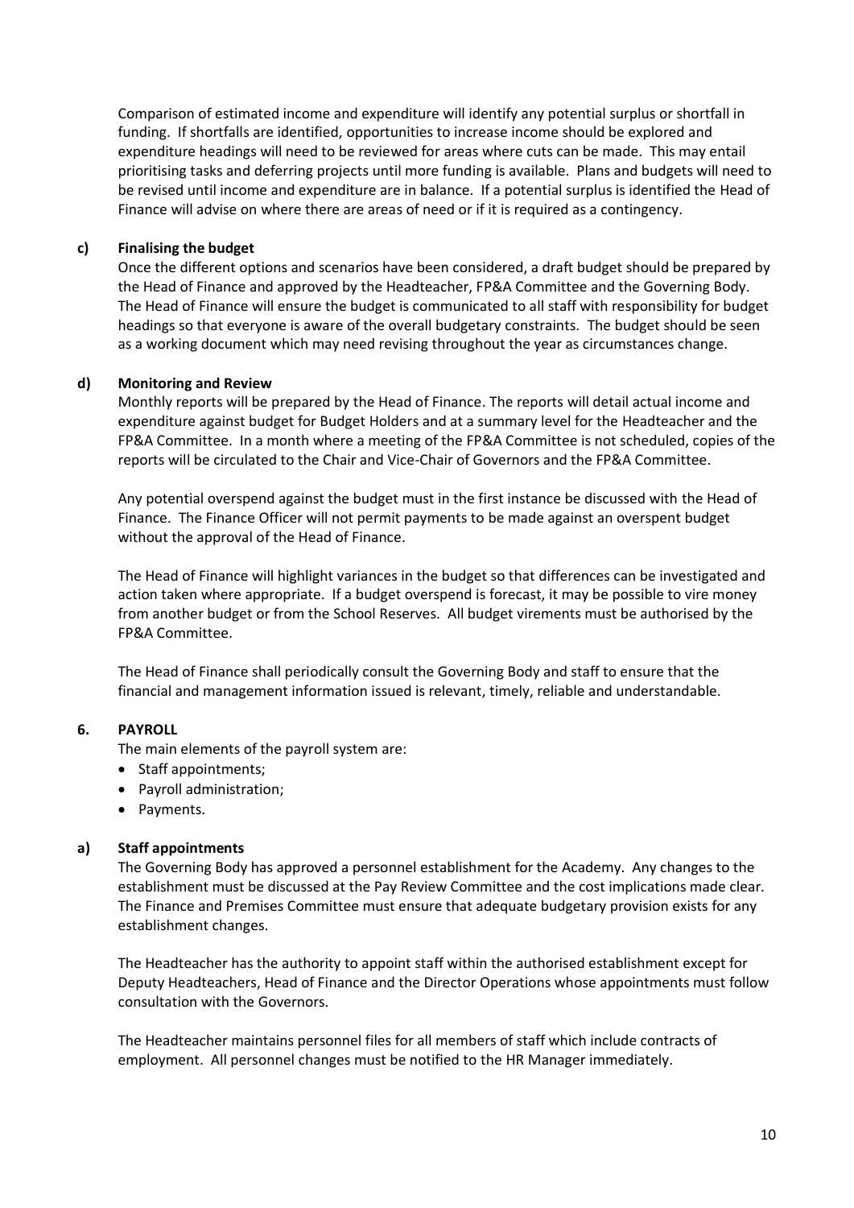Comparison of estimated income and expenditure will identify any potential surplus or shortfall in funding. If shortfalls are identified, opportunities to increase income should be explored and expenditure headings will need to be reviewed for areas where cuts can be made. This may entail prioritising tasks and deferring projects until more funding is available. Plans and budgets will need to be revised until income and expenditure are in balance. If a potential surplus is identified the Head of Finance will advise on where there are areas of need or if it is required as a contingency.

#### c) Finalising the budget

Once the different options and scenarios have been considered, a draft budget should be prepared by the Head of Finance and approved by the Headteacher, FP&A Committee and the Governing Body. The Head of Finance will ensure the budget is communicated to all staff with responsibility for budget headings so that everyone is aware of the overall budgetary constraints. The budget should be seen as a working document which may need revising throughout the year as circumstances change.

#### d) Monitoring and Review

Monthly reports will be prepared by the Head of Finance. The reports will detail actual income and expenditure against budget for Budget Holders and at a summary level for the Headteacher and the FP&A Committee. In a month where a meeting of the FP&A Committee is not scheduled, copies of the reports will be circulated to the Chair and Vice-Chair of Governors and the FP&A Committee.

Any potential overspend against the budget must in the first instance be discussed with the Head of Finance. The Finance Officer will not permit payments to be made against an overspent budget without the approval of the Head of Finance.

The Head of Finance will highlight variances in the budget so that differences can be investigated and action taken where appropriate. If a budget overspend is forecast, it may be possible to vire money from another budget or from the School Reserves. All budget virements must be authorised by the FP&A Committee.

The Head of Finance shall periodically consult the Governing Body and staff to ensure that the financial and management information issued is relevant, timely, reliable and understandable.

### 6. PAYROLL

The main elements of the payroll system are:

- Staff appointments;
- Payroll administration;
- Payments.

#### a) Staff appointments

The Governing Body has approved a personnel establishment for the Academy. Any changes to the establishment must be discussed at the Pay Review Committee and the cost implications made clear. The Finance and Premises Committee must ensure that adequate budgetary provision exists for any establishment changes.

The Headteacher has the authority to appoint staff within the authorised establishment except for Deputy Headteachers, Head of Finance and the Director Operations whose appointments must follow consultation with the Governors.

The Headteacher maintains personnel files for all members of staff which include contracts of employment. All personnel changes must be notified to the HR Manager immediately.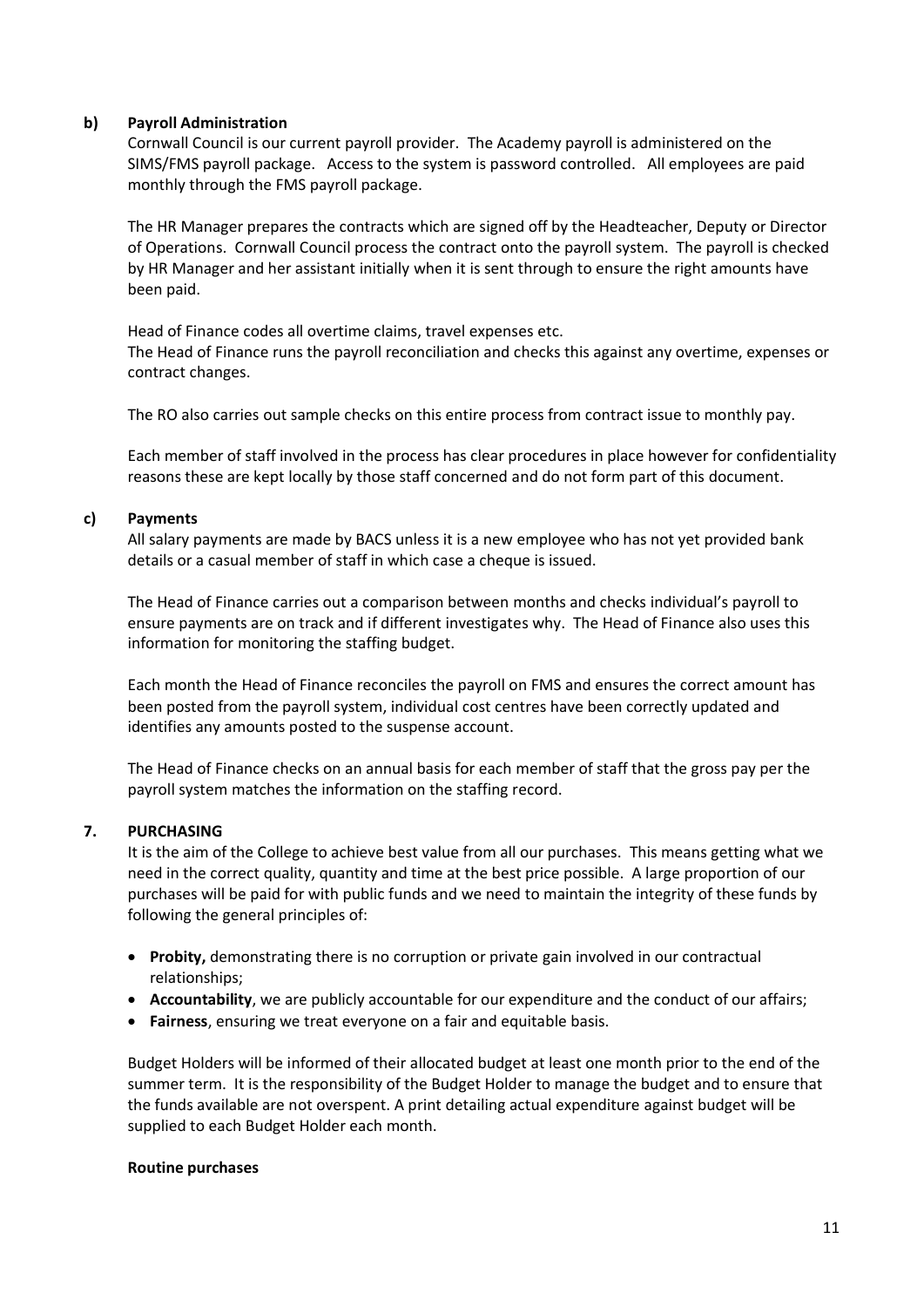**b) Payroll Administration**

Cornwall Council is our current payroll provider. The Academy payroll is administered on the SIMS/FMS payroll package. Access to the system is password controlled. All employees are paid monthly through the FMS payroll package.

The HR Manager prepares the contracts which are signed off by the Headteacher, Deputy or Director of Operations. Cornwall Council process the contract onto the payroll system. The payroll is checked by HR Manager and her assistant initially when it is sent through to ensure the right amounts have been paid.

Head of Finance codes all overtime claims, travel expenses etc.
The Head of Finance runs the payroll reconciliation and checks this against any overtime, expenses or contract changes.

The RO also carries out sample checks on this entire process from contract issue to monthly pay.

Each member of staff involved in the process has clear procedures in place however for confidentiality reasons these are kept locally by those staff concerned and do not form part of this document.

**c) Payments**

All salary payments are made by BACS unless it is a new employee who has not yet provided bank details or a casual member of staff in which case a cheque is issued.

The Head of Finance carries out a comparison between months and checks individual's payroll to ensure payments are on track and if different investigates why. The Head of Finance also uses this information for monitoring the staffing budget.

Each month the Head of Finance reconciles the payroll on FMS and ensures the correct amount has been posted from the payroll system, individual cost centres have been correctly updated and identifies any amounts posted to the suspense account.

The Head of Finance checks on an annual basis for each member of staff that the gross pay per the payroll system matches the information on the staffing record.

## 7. PURCHASING

It is the aim of the College to achieve best value from all our purchases. This means getting what we need in the correct quality, quantity and time at the best price possible. A large proportion of our purchases will be paid for with public funds and we need to maintain the integrity of these funds by following the general principles of:

- **Probity,** demonstrating there is no corruption or private gain involved in our contractual relationships;
- **Accountability**, we are publicly accountable for our expenditure and the conduct of our affairs;
- **Fairness**, ensuring we treat everyone on a fair and equitable basis.

Budget Holders will be informed of their allocated budget at least one month prior to the end of the summer term. It is the responsibility of the Budget Holder to manage the budget and to ensure that the funds available are not overspent. A print detailing actual expenditure against budget will be supplied to each Budget Holder each month.

**Routine purchases**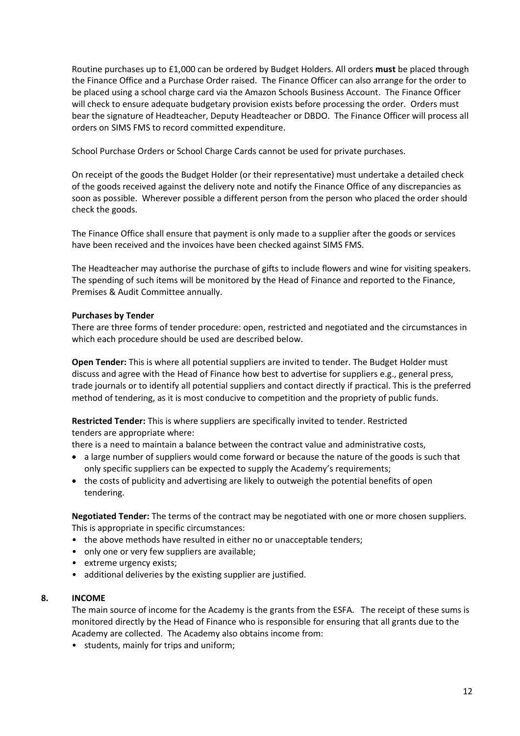Routine purchases up to £1,000 can be ordered by Budget Holders. All orders **must** be placed through the Finance Office and a Purchase Order raised. The Finance Officer can also arrange for the order to be placed using a school charge card via the Amazon Schools Business Account. The Finance Officer will check to ensure adequate budgetary provision exists before processing the order. Orders must bear the signature of Headteacher, Deputy Headteacher or DBDO. The Finance Officer will process all orders on SIMS FMS to record committed expenditure.

School Purchase Orders or School Charge Cards cannot be used for private purchases.

On receipt of the goods the Budget Holder (or their representative) must undertake a detailed check of the goods received against the delivery note and notify the Finance Office of any discrepancies as soon as possible. Wherever possible a different person from the person who placed the order should check the goods.

The Finance Office shall ensure that payment is only made to a supplier after the goods or services have been received and the invoices have been checked against SIMS FMS.

The Headteacher may authorise the purchase of gifts to include flowers and wine for visiting speakers. The spending of such items will be monitored by the Head of Finance and reported to the Finance, Premises & Audit Committee annually.

**Purchases by Tender**

There are three forms of tender procedure: open, restricted and negotiated and the circumstances in which each procedure should be used are described below.

**Open Tender:** This is where all potential suppliers are invited to tender. The Budget Holder must discuss and agree with the Head of Finance how best to advertise for suppliers e.g., general press, trade journals or to identify all potential suppliers and contact directly if practical. This is the preferred method of tendering, as it is most conducive to competition and the propriety of public funds.

**Restricted Tender:** This is where suppliers are specifically invited to tender. Restricted tenders are appropriate where:

there is a need to maintain a balance between the contract value and administrative costs,

- a large number of suppliers would come forward or because the nature of the goods is such that only specific suppliers can be expected to supply the Academy's requirements;
- the costs of publicity and advertising are likely to outweigh the potential benefits of open tendering.

**Negotiated Tender:** The terms of the contract may be negotiated with one or more chosen suppliers. This is appropriate in specific circumstances:

- the above methods have resulted in either no or unacceptable tenders;
- only one or very few suppliers are available;
- extreme urgency exists;
- additional deliveries by the existing supplier are justified.

## 8. INCOME

The main source of income for the Academy is the grants from the ESFA. The receipt of these sums is monitored directly by the Head of Finance who is responsible for ensuring that all grants due to the Academy are collected. The Academy also obtains income from:

- students, mainly for trips and uniform;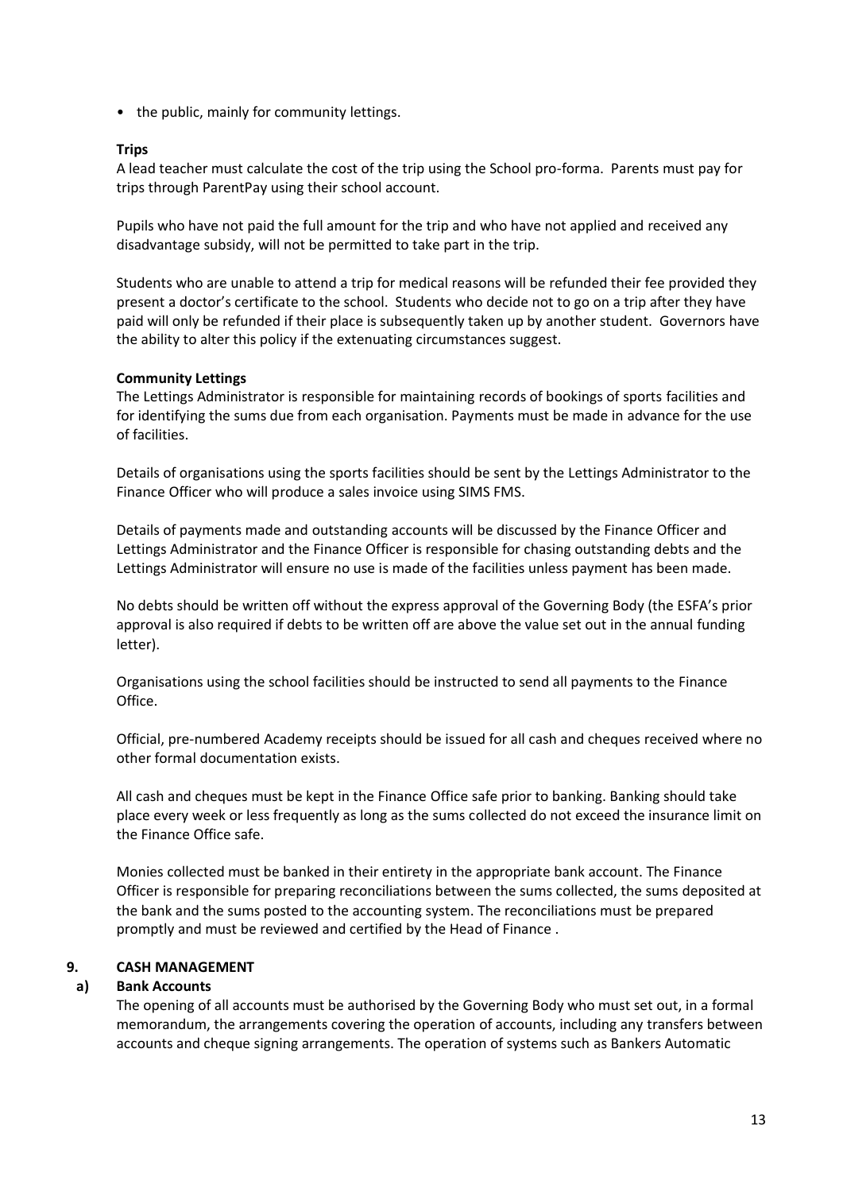- the public, mainly for community lettings.

**Trips**

A lead teacher must calculate the cost of the trip using the School pro-forma. Parents must pay for trips through ParentPay using their school account.

Pupils who have not paid the full amount for the trip and who have not applied and received any disadvantage subsidy, will not be permitted to take part in the trip.

Students who are unable to attend a trip for medical reasons will be refunded their fee provided they present a doctor's certificate to the school. Students who decide not to go on a trip after they have paid will only be refunded if their place is subsequently taken up by another student. Governors have the ability to alter this policy if the extenuating circumstances suggest.

**Community Lettings**

The Lettings Administrator is responsible for maintaining records of bookings of sports facilities and for identifying the sums due from each organisation. Payments must be made in advance for the use of facilities.

Details of organisations using the sports facilities should be sent by the Lettings Administrator to the Finance Officer who will produce a sales invoice using SIMS FMS.

Details of payments made and outstanding accounts will be discussed by the Finance Officer and Lettings Administrator and the Finance Officer is responsible for chasing outstanding debts and the Lettings Administrator will ensure no use is made of the facilities unless payment has been made.

No debts should be written off without the express approval of the Governing Body (the ESFA's prior approval is also required if debts to be written off are above the value set out in the annual funding letter).

Organisations using the school facilities should be instructed to send all payments to the Finance Office.

Official, pre-numbered Academy receipts should be issued for all cash and cheques received where no other formal documentation exists.

All cash and cheques must be kept in the Finance Office safe prior to banking. Banking should take place every week or less frequently as long as the sums collected do not exceed the insurance limit on the Finance Office safe.

Monies collected must be banked in their entirety in the appropriate bank account. The Finance Officer is responsible for preparing reconciliations between the sums collected, the sums deposited at the bank and the sums posted to the accounting system. The reconciliations must be prepared promptly and must be reviewed and certified by the Head of Finance .

## 9. CASH MANAGEMENT

### a) Bank Accounts

The opening of all accounts must be authorised by the Governing Body who must set out, in a formal memorandum, the arrangements covering the operation of accounts, including any transfers between accounts and cheque signing arrangements. The operation of systems such as Bankers Automatic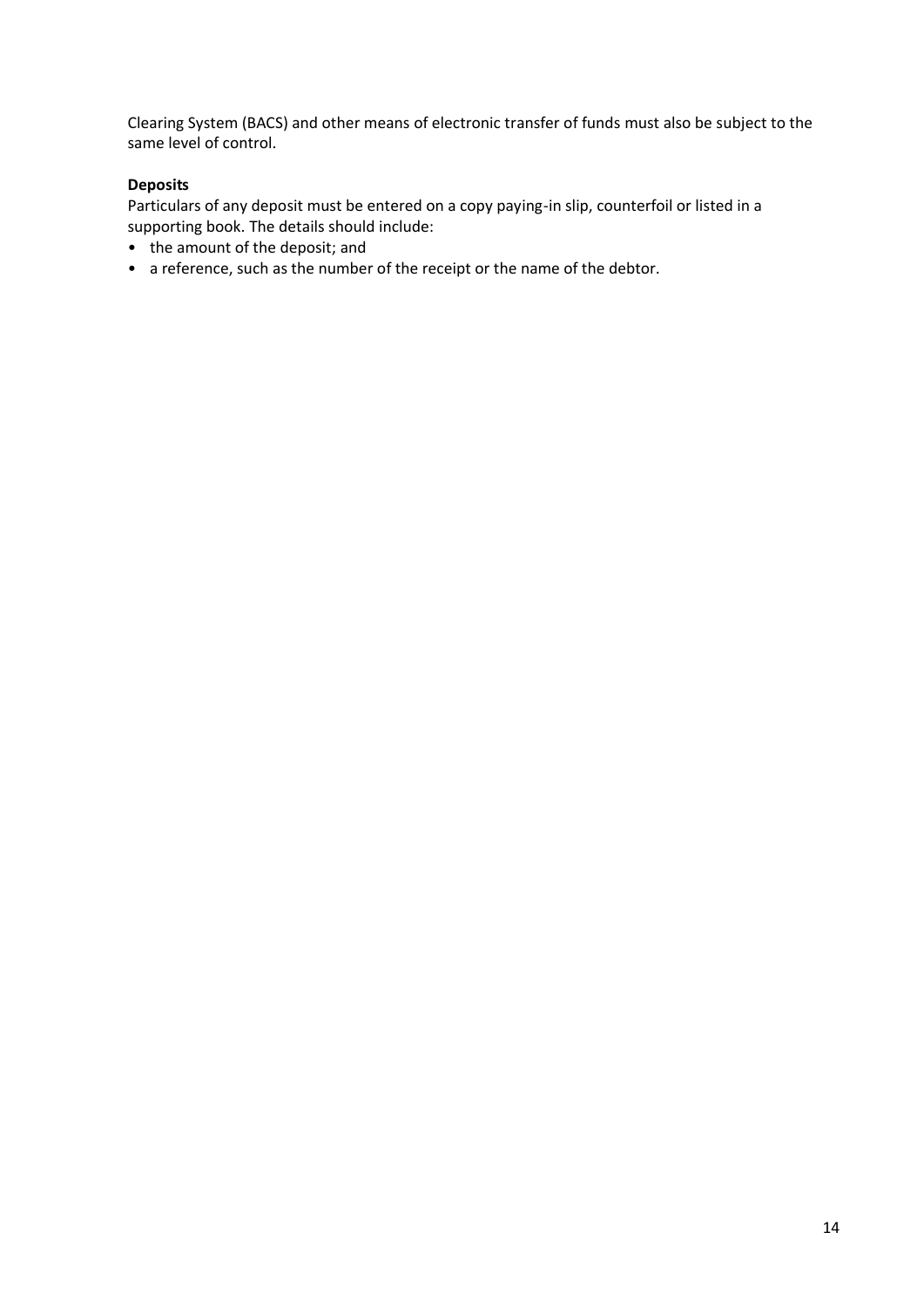Clearing System (BACS) and other means of electronic transfer of funds must also be subject to the same level of control.

**Deposits**

Particulars of any deposit must be entered on a copy paying-in slip, counterfoil or listed in a supporting book. The details should include:

- the amount of the deposit; and
- a reference, such as the number of the receipt or the name of the debtor.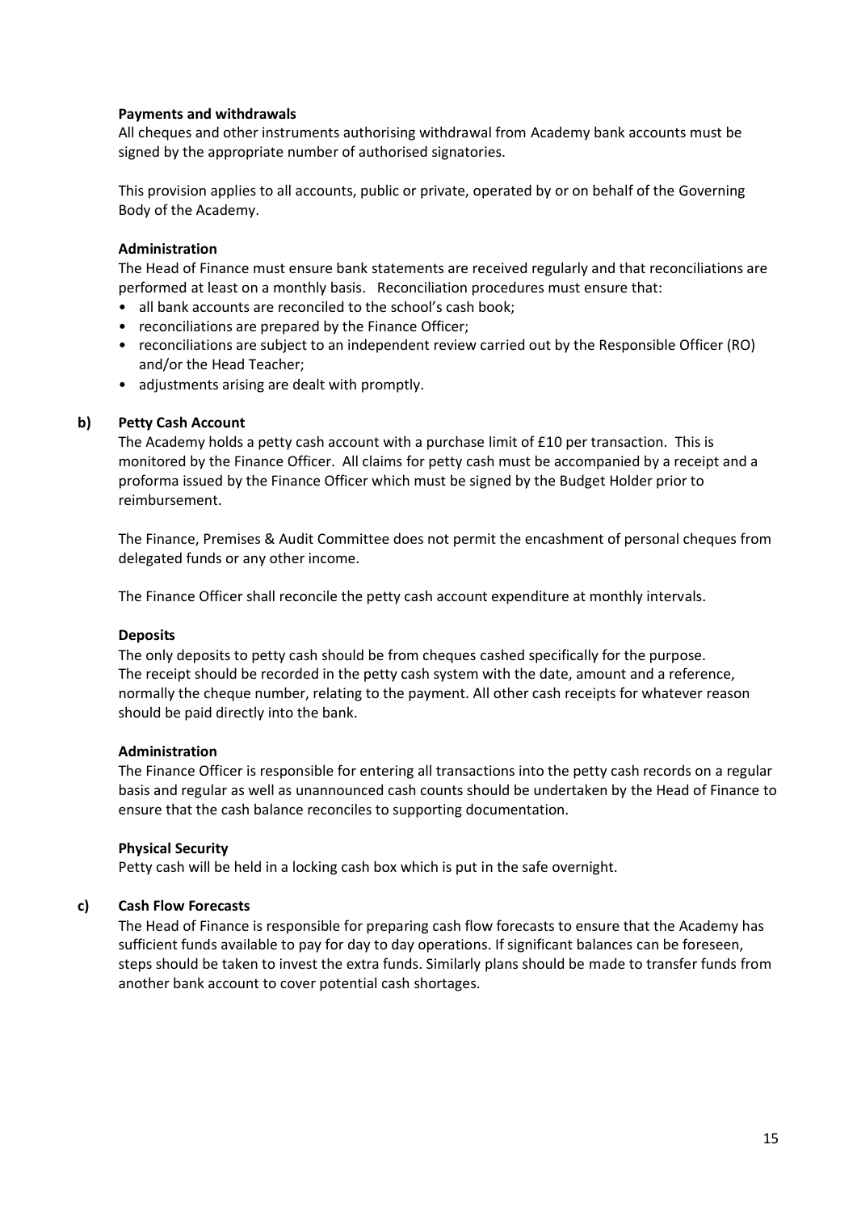**Payments and withdrawals**

All cheques and other instruments authorising withdrawal from Academy bank accounts must be signed by the appropriate number of authorised signatories.

This provision applies to all accounts, public or private, operated by or on behalf of the Governing Body of the Academy.

**Administration**

The Head of Finance must ensure bank statements are received regularly and that reconciliations are performed at least on a monthly basis. Reconciliation procedures must ensure that:

- all bank accounts are reconciled to the school's cash book;
- reconciliations are prepared by the Finance Officer;
- reconciliations are subject to an independent review carried out by the Responsible Officer (RO) and/or the Head Teacher;
- adjustments arising are dealt with promptly.

**b) Petty Cash Account**

The Academy holds a petty cash account with a purchase limit of £10 per transaction. This is monitored by the Finance Officer. All claims for petty cash must be accompanied by a receipt and a proforma issued by the Finance Officer which must be signed by the Budget Holder prior to reimbursement.

The Finance, Premises & Audit Committee does not permit the encashment of personal cheques from delegated funds or any other income.

The Finance Officer shall reconcile the petty cash account expenditure at monthly intervals.

**Deposits**

The only deposits to petty cash should be from cheques cashed specifically for the purpose. The receipt should be recorded in the petty cash system with the date, amount and a reference, normally the cheque number, relating to the payment. All other cash receipts for whatever reason should be paid directly into the bank.

**Administration**

The Finance Officer is responsible for entering all transactions into the petty cash records on a regular basis and regular as well as unannounced cash counts should be undertaken by the Head of Finance to ensure that the cash balance reconciles to supporting documentation.

**Physical Security**

Petty cash will be held in a locking cash box which is put in the safe overnight.

**c) Cash Flow Forecasts**

The Head of Finance is responsible for preparing cash flow forecasts to ensure that the Academy has sufficient funds available to pay for day to day operations. If significant balances can be foreseen, steps should be taken to invest the extra funds. Similarly plans should be made to transfer funds from another bank account to cover potential cash shortages.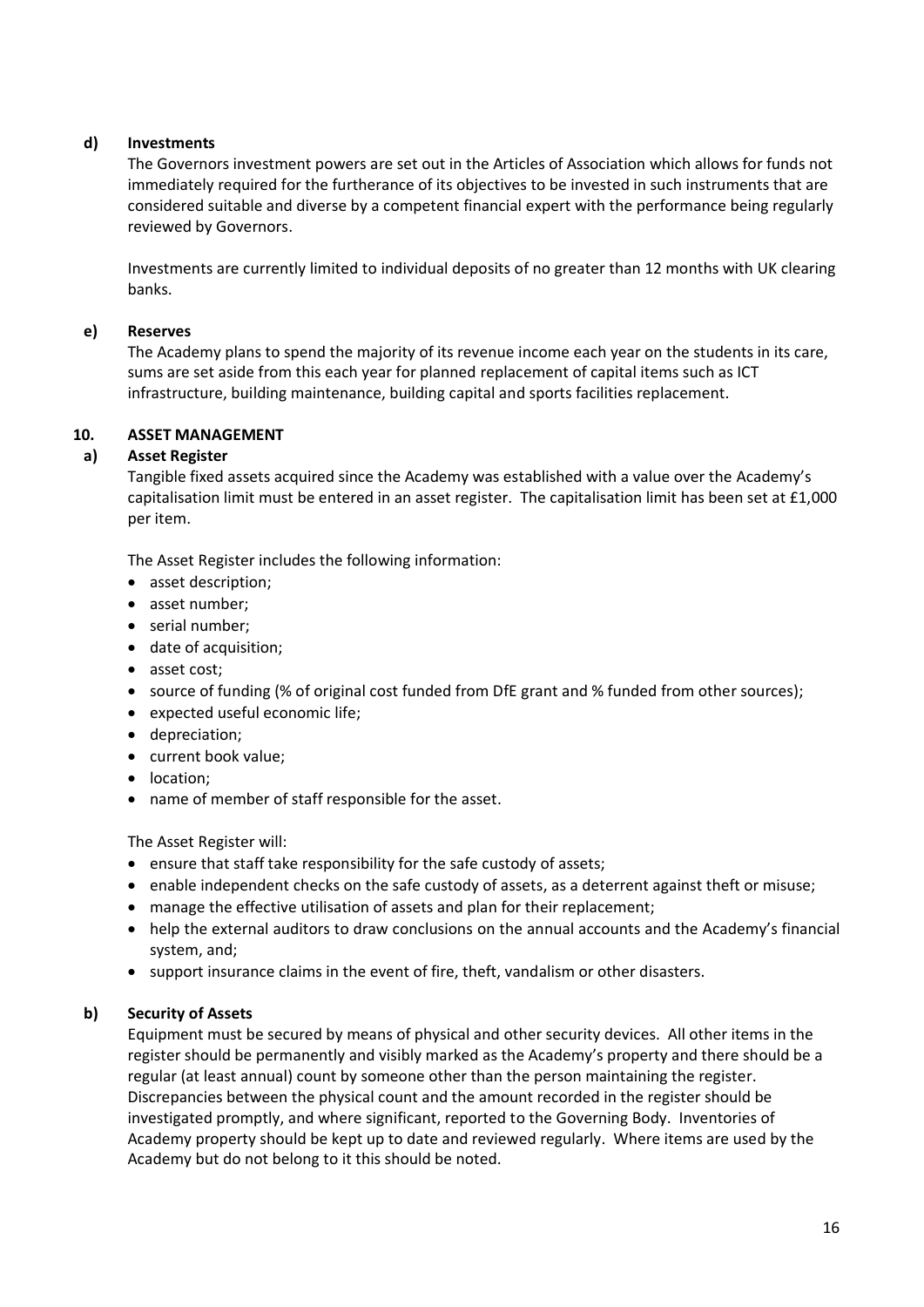#### d) Investments

The Governors investment powers are set out in the Articles of Association which allows for funds not immediately required for the furtherance of its objectives to be invested in such instruments that are considered suitable and diverse by a competent financial expert with the performance being regularly reviewed by Governors.

Investments are currently limited to individual deposits of no greater than 12 months with UK clearing banks.

#### e) Reserves

The Academy plans to spend the majority of its revenue income each year on the students in its care, sums are set aside from this each year for planned replacement of capital items such as ICT infrastructure, building maintenance, building capital and sports facilities replacement.

### 10. ASSET MANAGEMENT

#### a) Asset Register

Tangible fixed assets acquired since the Academy was established with a value over the Academy's capitalisation limit must be entered in an asset register. The capitalisation limit has been set at £1,000 per item.

The Asset Register includes the following information:

- asset description;
- asset number;
- serial number;
- date of acquisition;
- asset cost;
- source of funding (% of original cost funded from DfE grant and % funded from other sources);
- expected useful economic life;
- depreciation;
- current book value;
- location;
- name of member of staff responsible for the asset.

The Asset Register will:

- ensure that staff take responsibility for the safe custody of assets;
- enable independent checks on the safe custody of assets, as a deterrent against theft or misuse;
- manage the effective utilisation of assets and plan for their replacement;
- help the external auditors to draw conclusions on the annual accounts and the Academy's financial system, and;
- support insurance claims in the event of fire, theft, vandalism or other disasters.

#### b) Security of Assets

Equipment must be secured by means of physical and other security devices. All other items in the register should be permanently and visibly marked as the Academy's property and there should be a regular (at least annual) count by someone other than the person maintaining the register. Discrepancies between the physical count and the amount recorded in the register should be investigated promptly, and where significant, reported to the Governing Body. Inventories of Academy property should be kept up to date and reviewed regularly. Where items are used by the Academy but do not belong to it this should be noted.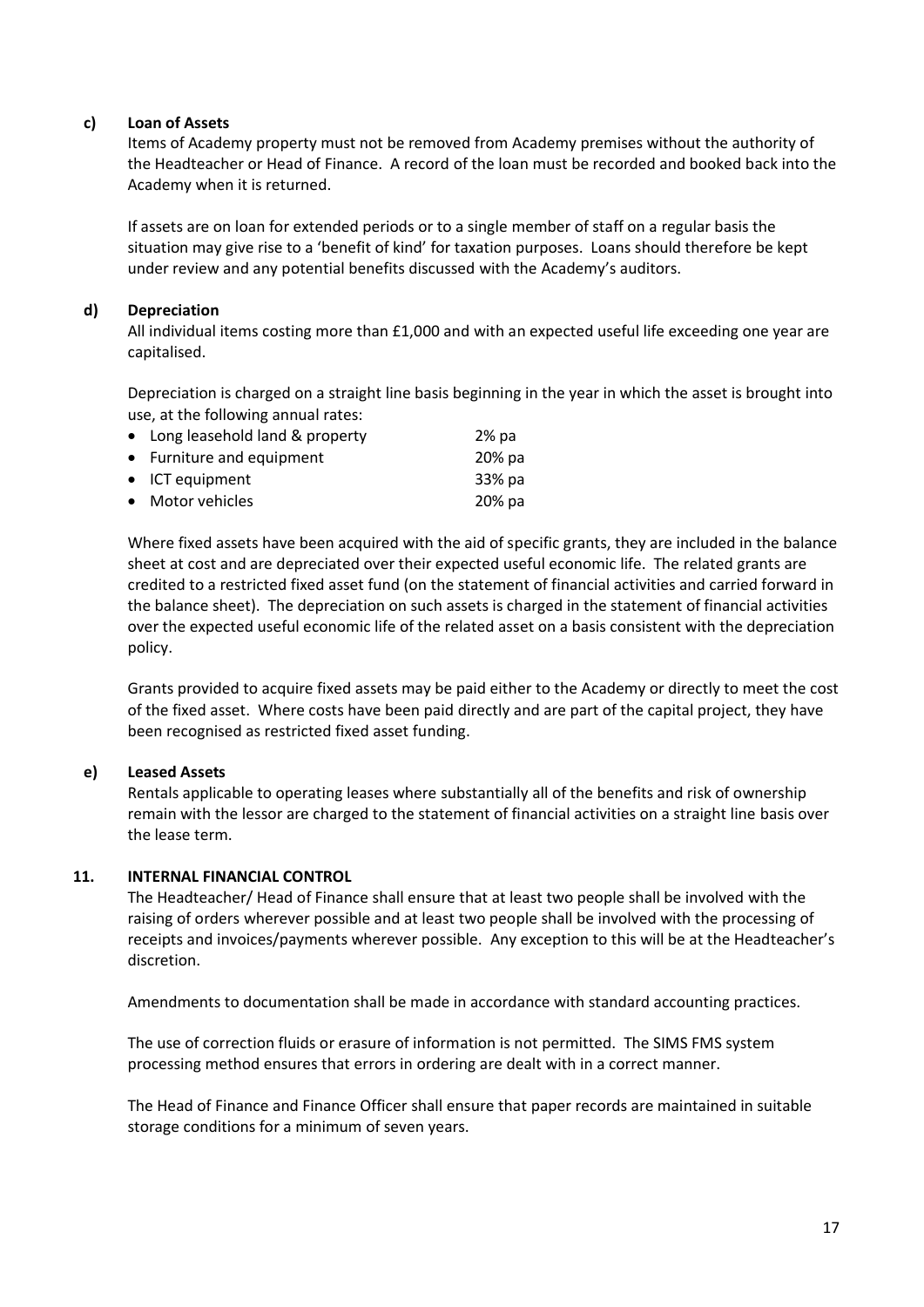**c) Loan of Assets**

Items of Academy property must not be removed from Academy premises without the authority of the Headteacher or Head of Finance. A record of the loan must be recorded and booked back into the Academy when it is returned.

If assets are on loan for extended periods or to a single member of staff on a regular basis the situation may give rise to a 'benefit of kind' for taxation purposes. Loans should therefore be kept under review and any potential benefits discussed with the Academy's auditors.

**d) Depreciation**

All individual items costing more than £1,000 and with an expected useful life exceeding one year are capitalised.

Depreciation is charged on a straight line basis beginning in the year in which the asset is brought into use, at the following annual rates:

- Long leasehold land & property 2% pa
- Furniture and equipment 20% pa
- ICT equipment 33% pa
- Motor vehicles 20% pa

Where fixed assets have been acquired with the aid of specific grants, they are included in the balance sheet at cost and are depreciated over their expected useful economic life. The related grants are credited to a restricted fixed asset fund (on the statement of financial activities and carried forward in the balance sheet). The depreciation on such assets is charged in the statement of financial activities over the expected useful economic life of the related asset on a basis consistent with the depreciation policy.

Grants provided to acquire fixed assets may be paid either to the Academy or directly to meet the cost of the fixed asset. Where costs have been paid directly and are part of the capital project, they have been recognised as restricted fixed asset funding.

**e) Leased Assets**

Rentals applicable to operating leases where substantially all of the benefits and risk of ownership remain with the lessor are charged to the statement of financial activities on a straight line basis over the lease term.

**11. INTERNAL FINANCIAL CONTROL**

The Headteacher/ Head of Finance shall ensure that at least two people shall be involved with the raising of orders wherever possible and at least two people shall be involved with the processing of receipts and invoices/payments wherever possible. Any exception to this will be at the Headteacher's discretion.

Amendments to documentation shall be made in accordance with standard accounting practices.

The use of correction fluids or erasure of information is not permitted. The SIMS FMS system processing method ensures that errors in ordering are dealt with in a correct manner.

The Head of Finance and Finance Officer shall ensure that paper records are maintained in suitable storage conditions for a minimum of seven years.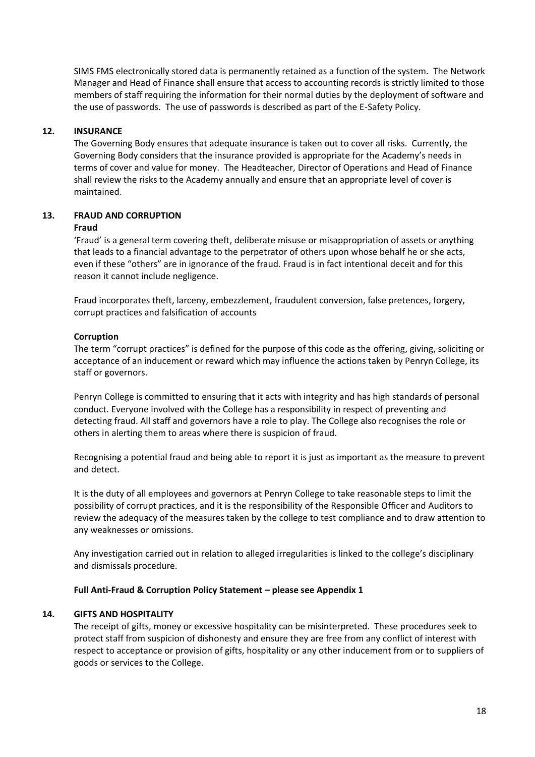SIMS FMS electronically stored data is permanently retained as a function of the system. The Network Manager and Head of Finance shall ensure that access to accounting records is strictly limited to those members of staff requiring the information for their normal duties by the deployment of software and the use of passwords. The use of passwords is described as part of the E-Safety Policy.

## 12. INSURANCE

The Governing Body ensures that adequate insurance is taken out to cover all risks. Currently, the Governing Body considers that the insurance provided is appropriate for the Academy's needs in terms of cover and value for money. The Headteacher, Director of Operations and Head of Finance shall review the risks to the Academy annually and ensure that an appropriate level of cover is maintained.

## 13. FRAUD AND CORRUPTION

**Fraud**

'Fraud' is a general term covering theft, deliberate misuse or misappropriation of assets or anything that leads to a financial advantage to the perpetrator of others upon whose behalf he or she acts, even if these "others" are in ignorance of the fraud. Fraud is in fact intentional deceit and for this reason it cannot include negligence.

Fraud incorporates theft, larceny, embezzlement, fraudulent conversion, false pretences, forgery, corrupt practices and falsification of accounts

**Corruption**

The term "corrupt practices" is defined for the purpose of this code as the offering, giving, soliciting or acceptance of an inducement or reward which may influence the actions taken by Penryn College, its staff or governors.

Penryn College is committed to ensuring that it acts with integrity and has high standards of personal conduct. Everyone involved with the College has a responsibility in respect of preventing and detecting fraud. All staff and governors have a role to play. The College also recognises the role or others in alerting them to areas where there is suspicion of fraud.

Recognising a potential fraud and being able to report it is just as important as the measure to prevent and detect.

It is the duty of all employees and governors at Penryn College to take reasonable steps to limit the possibility of corrupt practices, and it is the responsibility of the Responsible Officer and Auditors to review the adequacy of the measures taken by the college to test compliance and to draw attention to any weaknesses or omissions.

Any investigation carried out in relation to alleged irregularities is linked to the college's disciplinary and dismissals procedure.

**Full Anti-Fraud & Corruption Policy Statement – please see Appendix 1**

## 14. GIFTS AND HOSPITALITY

The receipt of gifts, money or excessive hospitality can be misinterpreted. These procedures seek to protect staff from suspicion of dishonesty and ensure they are free from any conflict of interest with respect to acceptance or provision of gifts, hospitality or any other inducement from or to suppliers of goods or services to the College.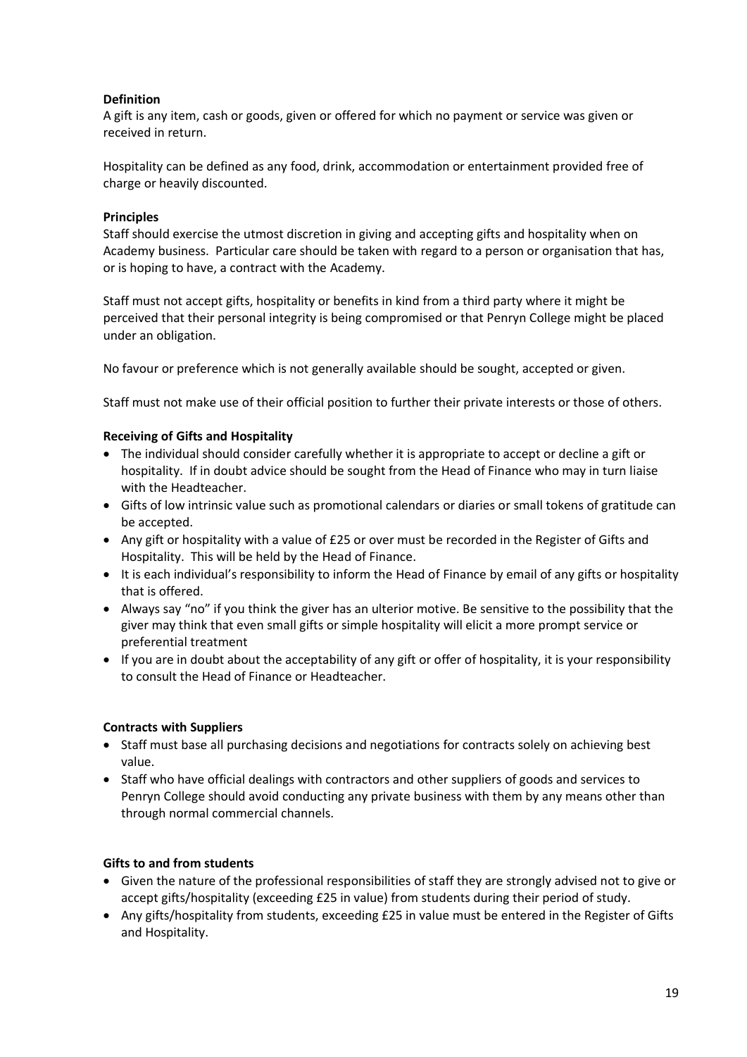**Definition**

A gift is any item, cash or goods, given or offered for which no payment or service was given or received in return.

Hospitality can be defined as any food, drink, accommodation or entertainment provided free of charge or heavily discounted.

**Principles**

Staff should exercise the utmost discretion in giving and accepting gifts and hospitality when on Academy business. Particular care should be taken with regard to a person or organisation that has, or is hoping to have, a contract with the Academy.

Staff must not accept gifts, hospitality or benefits in kind from a third party where it might be perceived that their personal integrity is being compromised or that Penryn College might be placed under an obligation.

No favour or preference which is not generally available should be sought, accepted or given.

Staff must not make use of their official position to further their private interests or those of others.

**Receiving of Gifts and Hospitality**

- The individual should consider carefully whether it is appropriate to accept or decline a gift or hospitality. If in doubt advice should be sought from the Head of Finance who may in turn liaise with the Headteacher.
- Gifts of low intrinsic value such as promotional calendars or diaries or small tokens of gratitude can be accepted.
- Any gift or hospitality with a value of £25 or over must be recorded in the Register of Gifts and Hospitality. This will be held by the Head of Finance.
- It is each individual's responsibility to inform the Head of Finance by email of any gifts or hospitality that is offered.
- Always say "no" if you think the giver has an ulterior motive. Be sensitive to the possibility that the giver may think that even small gifts or simple hospitality will elicit a more prompt service or preferential treatment
- If you are in doubt about the acceptability of any gift or offer of hospitality, it is your responsibility to consult the Head of Finance or Headteacher.

**Contracts with Suppliers**

- Staff must base all purchasing decisions and negotiations for contracts solely on achieving best value.
- Staff who have official dealings with contractors and other suppliers of goods and services to Penryn College should avoid conducting any private business with them by any means other than through normal commercial channels.

**Gifts to and from students**

- Given the nature of the professional responsibilities of staff they are strongly advised not to give or accept gifts/hospitality (exceeding £25 in value) from students during their period of study.
- Any gifts/hospitality from students, exceeding £25 in value must be entered in the Register of Gifts and Hospitality.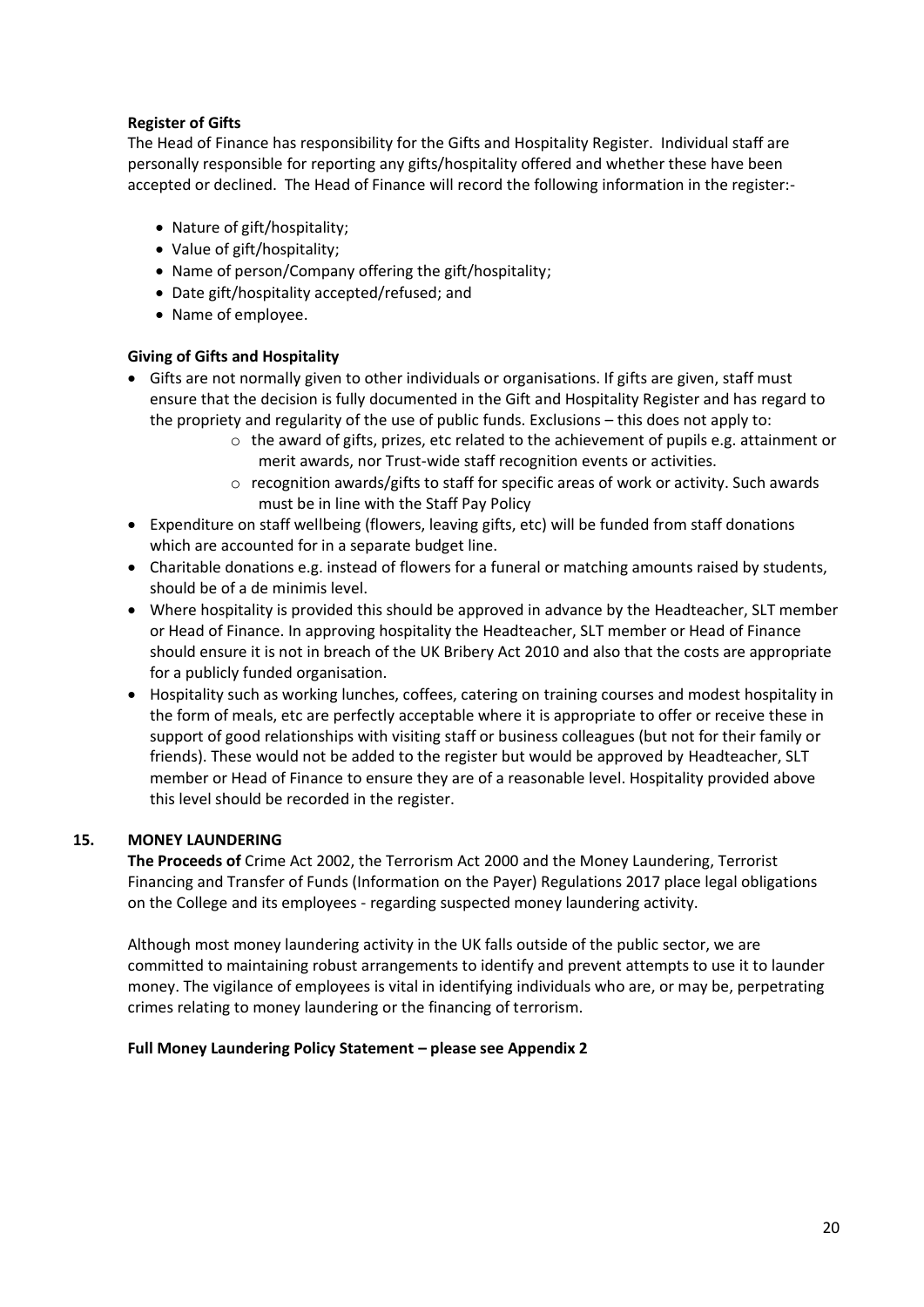**Register of Gifts**

The Head of Finance has responsibility for the Gifts and Hospitality Register. Individual staff are personally responsible for reporting any gifts/hospitality offered and whether these have been accepted or declined. The Head of Finance will record the following information in the register:-

- Nature of gift/hospitality;
- Value of gift/hospitality;
- Name of person/Company offering the gift/hospitality;
- Date gift/hospitality accepted/refused; and
- Name of employee.

**Giving of Gifts and Hospitality**

- Gifts are not normally given to other individuals or organisations. If gifts are given, staff must ensure that the decision is fully documented in the Gift and Hospitality Register and has regard to the propriety and regularity of the use of public funds. Exclusions – this does not apply to:
    - the award of gifts, prizes, etc related to the achievement of pupils e.g. attainment or merit awards, nor Trust-wide staff recognition events or activities.
    - recognition awards/gifts to staff for specific areas of work or activity. Such awards must be in line with the Staff Pay Policy
- Expenditure on staff wellbeing (flowers, leaving gifts, etc) will be funded from staff donations which are accounted for in a separate budget line.
- Charitable donations e.g. instead of flowers for a funeral or matching amounts raised by students, should be of a de minimis level.
- Where hospitality is provided this should be approved in advance by the Headteacher, SLT member or Head of Finance. In approving hospitality the Headteacher, SLT member or Head of Finance should ensure it is not in breach of the UK Bribery Act 2010 and also that the costs are appropriate for a publicly funded organisation.
- Hospitality such as working lunches, coffees, catering on training courses and modest hospitality in the form of meals, etc are perfectly acceptable where it is appropriate to offer or receive these in support of good relationships with visiting staff or business colleagues (but not for their family or friends). These would not be added to the register but would be approved by Headteacher, SLT member or Head of Finance to ensure they are of a reasonable level. Hospitality provided above this level should be recorded in the register.

## 15. MONEY LAUNDERING

**The Proceeds of** Crime Act 2002, the Terrorism Act 2000 and the Money Laundering, Terrorist Financing and Transfer of Funds (Information on the Payer) Regulations 2017 place legal obligations on the College and its employees - regarding suspected money laundering activity.

Although most money laundering activity in the UK falls outside of the public sector, we are committed to maintaining robust arrangements to identify and prevent attempts to use it to launder money. The vigilance of employees is vital in identifying individuals who are, or may be, perpetrating crimes relating to money laundering or the financing of terrorism.

**Full Money Laundering Policy Statement – please see Appendix 2**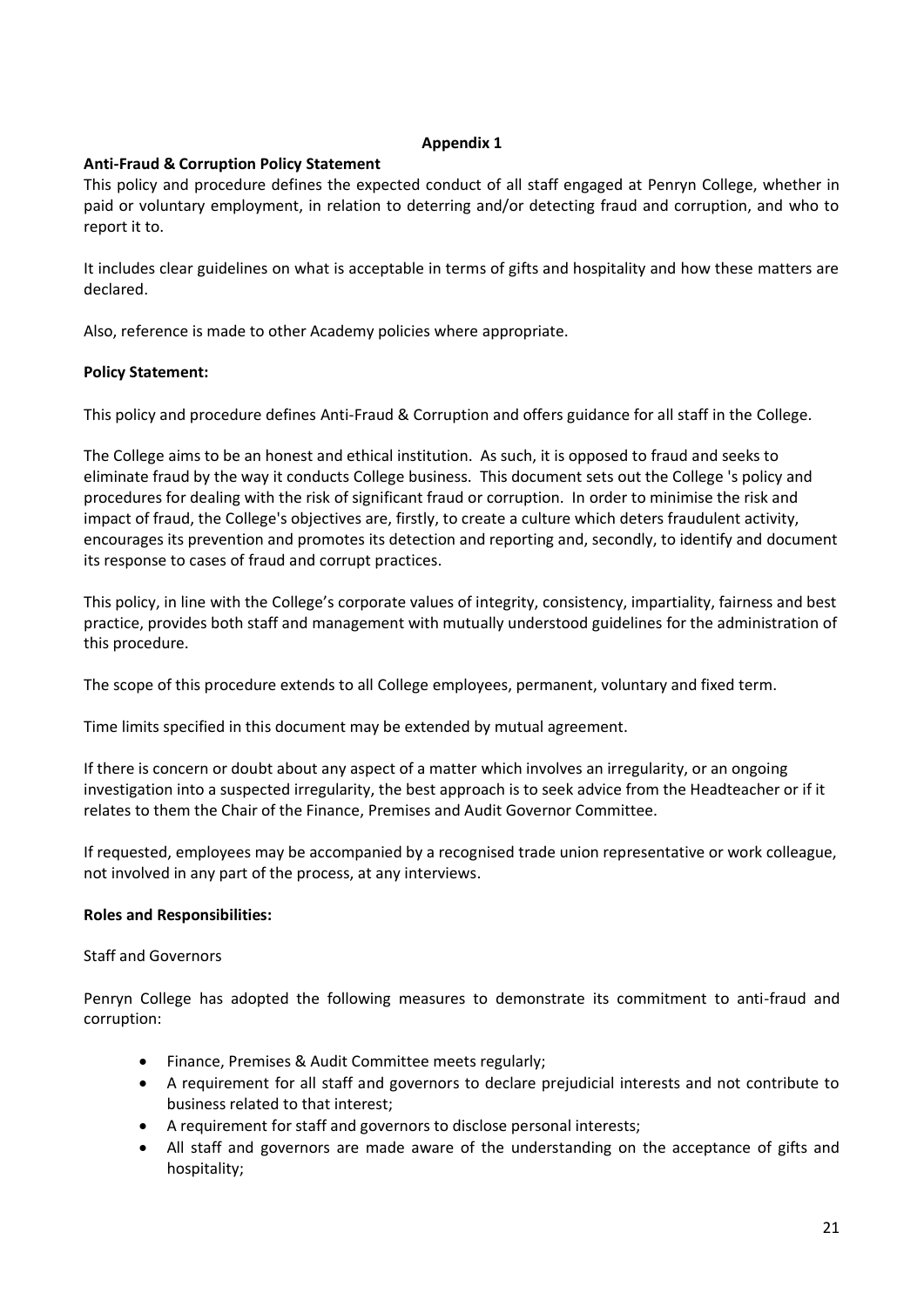**Appendix 1**

**Anti-Fraud & Corruption Policy Statement**

This policy and procedure defines the expected conduct of all staff engaged at Penryn College, whether in paid or voluntary employment, in relation to deterring and/or detecting fraud and corruption, and who to report it to.

It includes clear guidelines on what is acceptable in terms of gifts and hospitality and how these matters are declared.

Also, reference is made to other Academy policies where appropriate.

**Policy Statement:**

This policy and procedure defines Anti-Fraud & Corruption and offers guidance for all staff in the College.

The College aims to be an honest and ethical institution. As such, it is opposed to fraud and seeks to eliminate fraud by the way it conducts College business. This document sets out the College 's policy and procedures for dealing with the risk of significant fraud or corruption. In order to minimise the risk and impact of fraud, the College's objectives are, firstly, to create a culture which deters fraudulent activity, encourages its prevention and promotes its detection and reporting and, secondly, to identify and document its response to cases of fraud and corrupt practices.

This policy, in line with the College's corporate values of integrity, consistency, impartiality, fairness and best practice, provides both staff and management with mutually understood guidelines for the administration of this procedure.

The scope of this procedure extends to all College employees, permanent, voluntary and fixed term.

Time limits specified in this document may be extended by mutual agreement.

If there is concern or doubt about any aspect of a matter which involves an irregularity, or an ongoing investigation into a suspected irregularity, the best approach is to seek advice from the Headteacher or if it relates to them the Chair of the Finance, Premises and Audit Governor Committee.

If requested, employees may be accompanied by a recognised trade union representative or work colleague, not involved in any part of the process, at any interviews.

**Roles and Responsibilities:**

Staff and Governors

Penryn College has adopted the following measures to demonstrate its commitment to anti-fraud and corruption:

- Finance, Premises & Audit Committee meets regularly;
- A requirement for all staff and governors to declare prejudicial interests and not contribute to business related to that interest;
- A requirement for staff and governors to disclose personal interests;
- All staff and governors are made aware of the understanding on the acceptance of gifts and hospitality;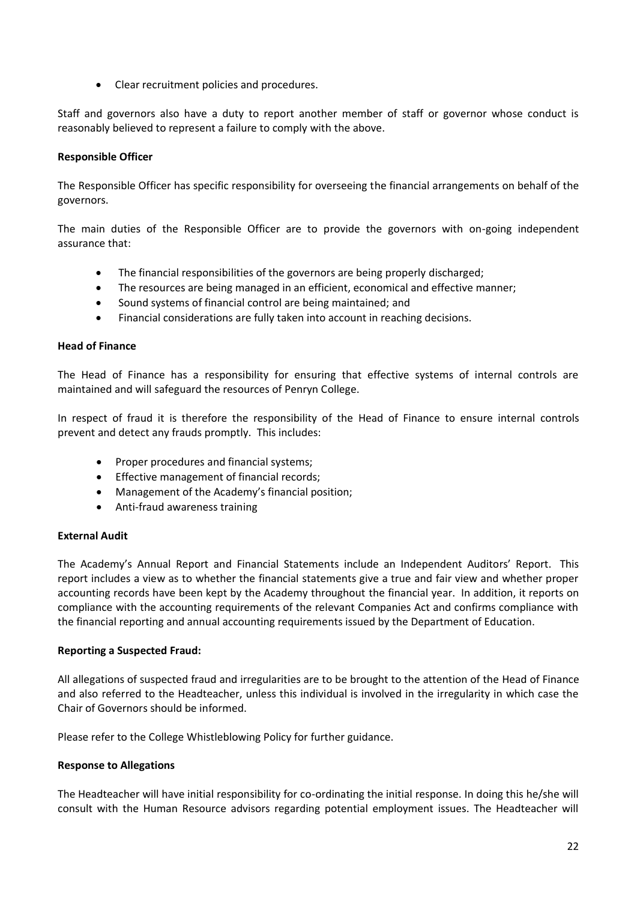- Clear recruitment policies and procedures.

Staff and governors also have a duty to report another member of staff or governor whose conduct is reasonably believed to represent a failure to comply with the above.

**Responsible Officer**

The Responsible Officer has specific responsibility for overseeing the financial arrangements on behalf of the governors.

The main duties of the Responsible Officer are to provide the governors with on-going independent assurance that:

- The financial responsibilities of the governors are being properly discharged;
- The resources are being managed in an efficient, economical and effective manner;
- Sound systems of financial control are being maintained; and
- Financial considerations are fully taken into account in reaching decisions.

**Head of Finance**

The Head of Finance has a responsibility for ensuring that effective systems of internal controls are maintained and will safeguard the resources of Penryn College.

In respect of fraud it is therefore the responsibility of the Head of Finance to ensure internal controls prevent and detect any frauds promptly. This includes:

- Proper procedures and financial systems;
- Effective management of financial records;
- Management of the Academy's financial position;
- Anti-fraud awareness training

**External Audit**

The Academy's Annual Report and Financial Statements include an Independent Auditors' Report. This report includes a view as to whether the financial statements give a true and fair view and whether proper accounting records have been kept by the Academy throughout the financial year. In addition, it reports on compliance with the accounting requirements of the relevant Companies Act and confirms compliance with the financial reporting and annual accounting requirements issued by the Department of Education.

**Reporting a Suspected Fraud:**

All allegations of suspected fraud and irregularities are to be brought to the attention of the Head of Finance and also referred to the Headteacher, unless this individual is involved in the irregularity in which case the Chair of Governors should be informed.

Please refer to the College Whistleblowing Policy for further guidance.

**Response to Allegations**

The Headteacher will have initial responsibility for co-ordinating the initial response. In doing this he/she will consult with the Human Resource advisors regarding potential employment issues. The Headteacher will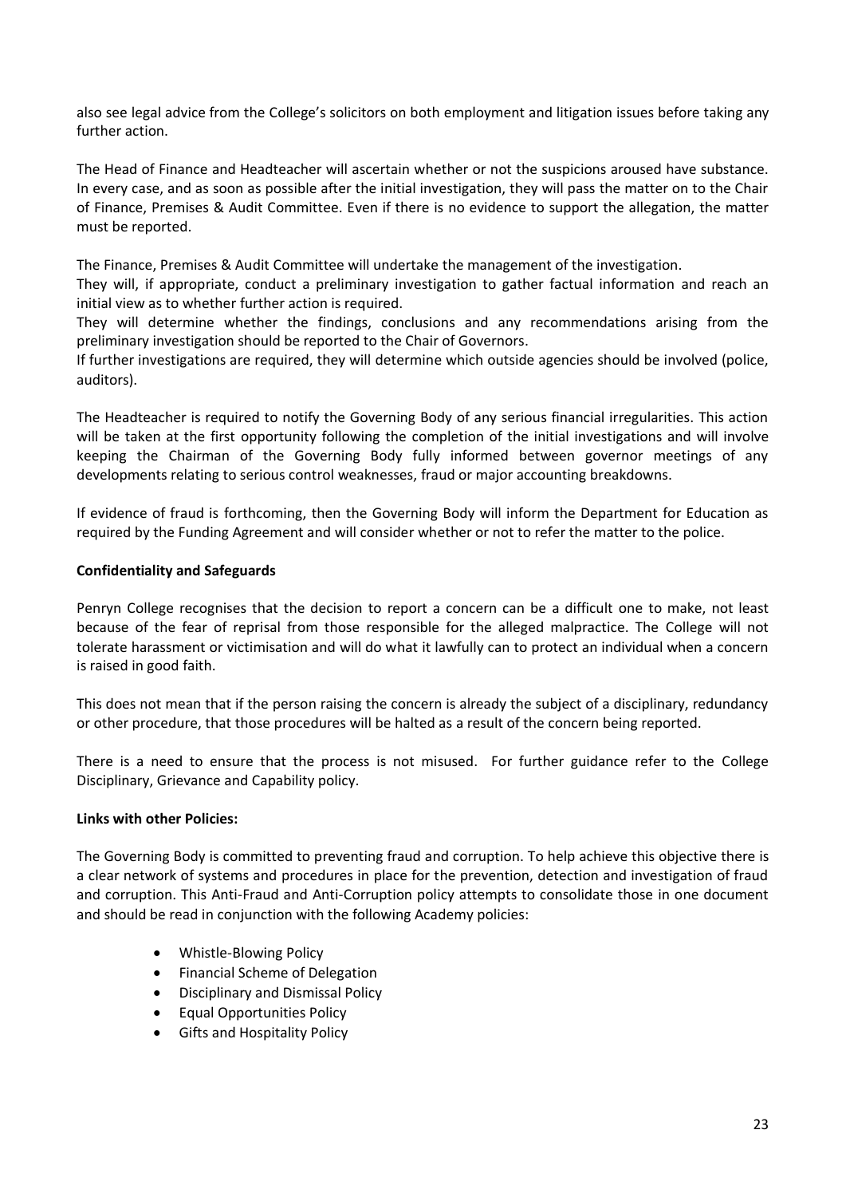also see legal advice from the College's solicitors on both employment and litigation issues before taking any further action.

The Head of Finance and Headteacher will ascertain whether or not the suspicions aroused have substance. In every case, and as soon as possible after the initial investigation, they will pass the matter on to the Chair of Finance, Premises & Audit Committee. Even if there is no evidence to support the allegation, the matter must be reported.

The Finance, Premises & Audit Committee will undertake the management of the investigation.
They will, if appropriate, conduct a preliminary investigation to gather factual information and reach an initial view as to whether further action is required.
They will determine whether the findings, conclusions and any recommendations arising from the preliminary investigation should be reported to the Chair of Governors.
If further investigations are required, they will determine which outside agencies should be involved (police, auditors).

The Headteacher is required to notify the Governing Body of any serious financial irregularities. This action will be taken at the first opportunity following the completion of the initial investigations and will involve keeping the Chairman of the Governing Body fully informed between governor meetings of any developments relating to serious control weaknesses, fraud or major accounting breakdowns.

If evidence of fraud is forthcoming, then the Governing Body will inform the Department for Education as required by the Funding Agreement and will consider whether or not to refer the matter to the police.

**Confidentiality and Safeguards**

Penryn College recognises that the decision to report a concern can be a difficult one to make, not least because of the fear of reprisal from those responsible for the alleged malpractice. The College will not tolerate harassment or victimisation and will do what it lawfully can to protect an individual when a concern is raised in good faith.

This does not mean that if the person raising the concern is already the subject of a disciplinary, redundancy or other procedure, that those procedures will be halted as a result of the concern being reported.

There is a need to ensure that the process is not misused. For further guidance refer to the College Disciplinary, Grievance and Capability policy.

**Links with other Policies:**

The Governing Body is committed to preventing fraud and corruption. To help achieve this objective there is a clear network of systems and procedures in place for the prevention, detection and investigation of fraud and corruption. This Anti-Fraud and Anti-Corruption policy attempts to consolidate those in one document and should be read in conjunction with the following Academy policies:

- Whistle-Blowing Policy
- Financial Scheme of Delegation
- Disciplinary and Dismissal Policy
- Equal Opportunities Policy
- Gifts and Hospitality Policy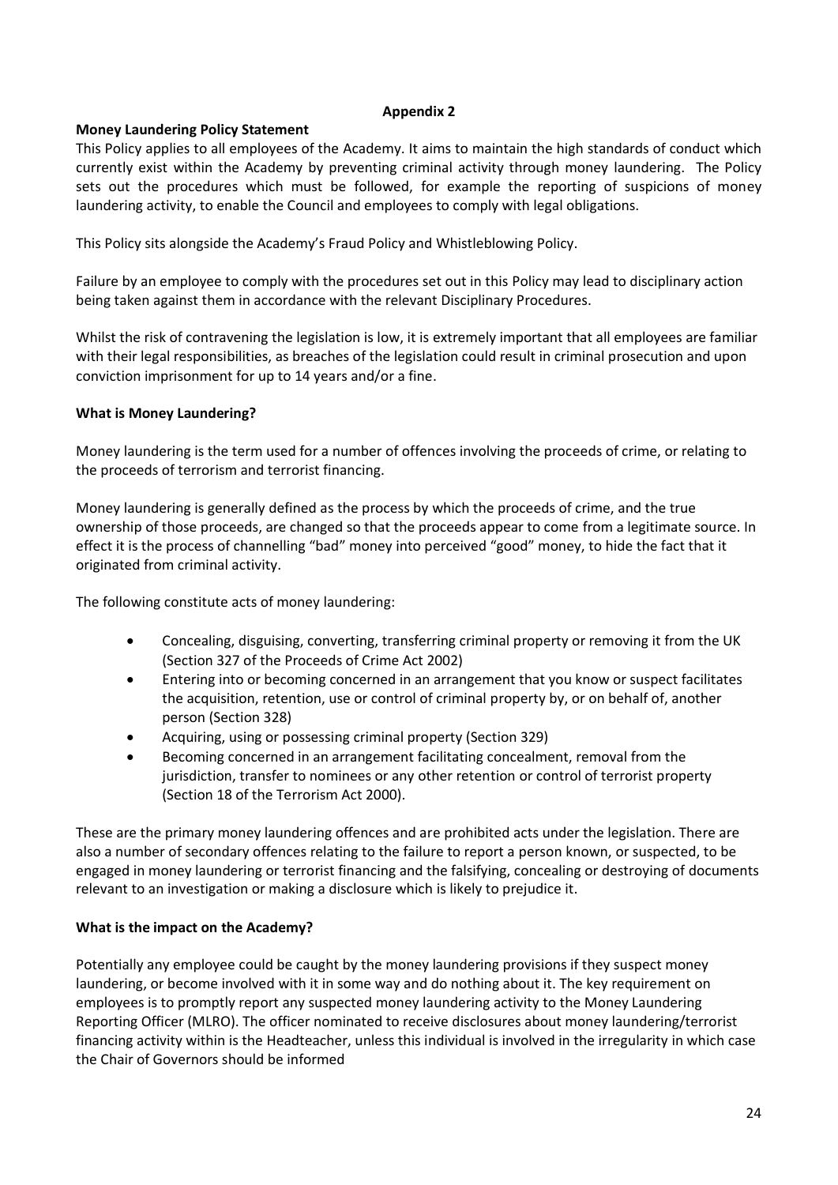**Appendix 2**

**Money Laundering Policy Statement**

This Policy applies to all employees of the Academy. It aims to maintain the high standards of conduct which currently exist within the Academy by preventing criminal activity through money laundering. The Policy sets out the procedures which must be followed, for example the reporting of suspicions of money laundering activity, to enable the Council and employees to comply with legal obligations.

This Policy sits alongside the Academy's Fraud Policy and Whistleblowing Policy.

Failure by an employee to comply with the procedures set out in this Policy may lead to disciplinary action being taken against them in accordance with the relevant Disciplinary Procedures.

Whilst the risk of contravening the legislation is low, it is extremely important that all employees are familiar with their legal responsibilities, as breaches of the legislation could result in criminal prosecution and upon conviction imprisonment for up to 14 years and/or a fine.

**What is Money Laundering?**

Money laundering is the term used for a number of offences involving the proceeds of crime, or relating to the proceeds of terrorism and terrorist financing.

Money laundering is generally defined as the process by which the proceeds of crime, and the true ownership of those proceeds, are changed so that the proceeds appear to come from a legitimate source. In effect it is the process of channelling "bad" money into perceived "good" money, to hide the fact that it originated from criminal activity.

The following constitute acts of money laundering:

- Concealing, disguising, converting, transferring criminal property or removing it from the UK (Section 327 of the Proceeds of Crime Act 2002)
- Entering into or becoming concerned in an arrangement that you know or suspect facilitates the acquisition, retention, use or control of criminal property by, or on behalf of, another person (Section 328)
- Acquiring, using or possessing criminal property (Section 329)
- Becoming concerned in an arrangement facilitating concealment, removal from the jurisdiction, transfer to nominees or any other retention or control of terrorist property (Section 18 of the Terrorism Act 2000).

These are the primary money laundering offences and are prohibited acts under the legislation. There are also a number of secondary offences relating to the failure to report a person known, or suspected, to be engaged in money laundering or terrorist financing and the falsifying, concealing or destroying of documents relevant to an investigation or making a disclosure which is likely to prejudice it.

**What is the impact on the Academy?**

Potentially any employee could be caught by the money laundering provisions if they suspect money laundering, or become involved with it in some way and do nothing about it. The key requirement on employees is to promptly report any suspected money laundering activity to the Money Laundering Reporting Officer (MLRO). The officer nominated to receive disclosures about money laundering/terrorist financing activity within is the Headteacher, unless this individual is involved in the irregularity in which case the Chair of Governors should be informed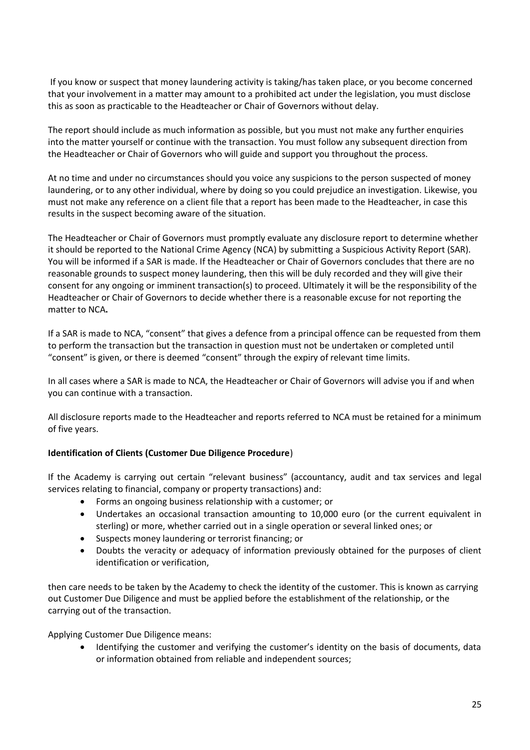If you know or suspect that money laundering activity is taking/has taken place, or you become concerned that your involvement in a matter may amount to a prohibited act under the legislation, you must disclose this as soon as practicable to the Headteacher or Chair of Governors without delay.

The report should include as much information as possible, but you must not make any further enquiries into the matter yourself or continue with the transaction. You must follow any subsequent direction from the Headteacher or Chair of Governors who will guide and support you throughout the process.

At no time and under no circumstances should you voice any suspicions to the person suspected of money laundering, or to any other individual, where by doing so you could prejudice an investigation. Likewise, you must not make any reference on a client file that a report has been made to the Headteacher, in case this results in the suspect becoming aware of the situation.

The Headteacher or Chair of Governors must promptly evaluate any disclosure report to determine whether it should be reported to the National Crime Agency (NCA) by submitting a Suspicious Activity Report (SAR). You will be informed if a SAR is made. If the Headteacher or Chair of Governors concludes that there are no reasonable grounds to suspect money laundering, then this will be duly recorded and they will give their consent for any ongoing or imminent transaction(s) to proceed. Ultimately it will be the responsibility of the Headteacher or Chair of Governors to decide whether there is a reasonable excuse for not reporting the matter to NCA**.**

If a SAR is made to NCA, "consent" that gives a defence from a principal offence can be requested from them to perform the transaction but the transaction in question must not be undertaken or completed until "consent" is given, or there is deemed "consent" through the expiry of relevant time limits.

In all cases where a SAR is made to NCA, the Headteacher or Chair of Governors will advise you if and when you can continue with a transaction.

All disclosure reports made to the Headteacher and reports referred to NCA must be retained for a minimum of five years.

**Identification of Clients (Customer Due Diligence Procedure**)

If the Academy is carrying out certain "relevant business" (accountancy, audit and tax services and legal services relating to financial, company or property transactions) and:

- Forms an ongoing business relationship with a customer; or
- Undertakes an occasional transaction amounting to 10,000 euro (or the current equivalent in sterling) or more, whether carried out in a single operation or several linked ones; or
- Suspects money laundering or terrorist financing; or
- Doubts the veracity or adequacy of information previously obtained for the purposes of client identification or verification,

then care needs to be taken by the Academy to check the identity of the customer. This is known as carrying out Customer Due Diligence and must be applied before the establishment of the relationship, or the carrying out of the transaction.

Applying Customer Due Diligence means:

- Identifying the customer and verifying the customer's identity on the basis of documents, data or information obtained from reliable and independent sources;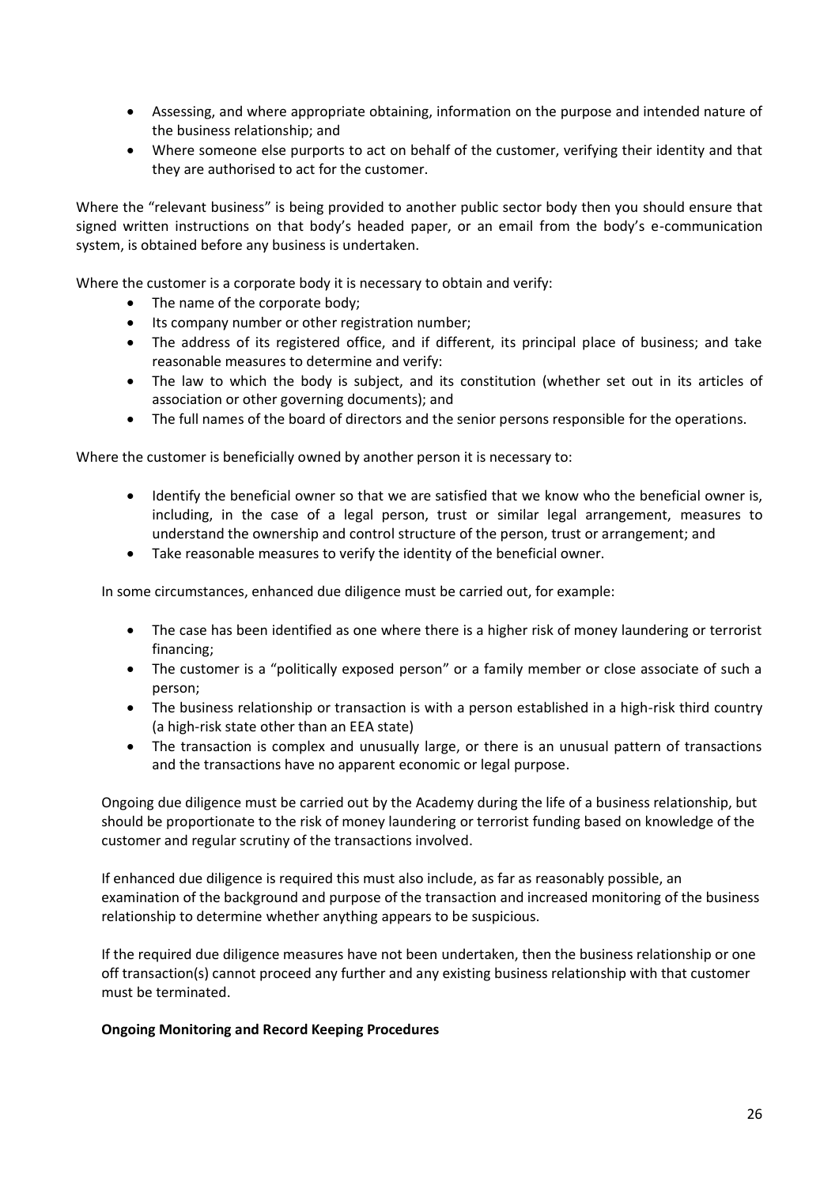- Assessing, and where appropriate obtaining, information on the purpose and intended nature of the business relationship; and
- Where someone else purports to act on behalf of the customer, verifying their identity and that they are authorised to act for the customer.

Where the "relevant business" is being provided to another public sector body then you should ensure that signed written instructions on that body's headed paper, or an email from the body's e-communication system, is obtained before any business is undertaken.

Where the customer is a corporate body it is necessary to obtain and verify:

- The name of the corporate body;
- Its company number or other registration number;
- The address of its registered office, and if different, its principal place of business; and take reasonable measures to determine and verify:
- The law to which the body is subject, and its constitution (whether set out in its articles of association or other governing documents); and
- The full names of the board of directors and the senior persons responsible for the operations.

Where the customer is beneficially owned by another person it is necessary to:

- Identify the beneficial owner so that we are satisfied that we know who the beneficial owner is, including, in the case of a legal person, trust or similar legal arrangement, measures to understand the ownership and control structure of the person, trust or arrangement; and
- Take reasonable measures to verify the identity of the beneficial owner.

In some circumstances, enhanced due diligence must be carried out, for example:

- The case has been identified as one where there is a higher risk of money laundering or terrorist financing;
- The customer is a "politically exposed person" or a family member or close associate of such a person;
- The business relationship or transaction is with a person established in a high-risk third country (a high-risk state other than an EEA state)
- The transaction is complex and unusually large, or there is an unusual pattern of transactions and the transactions have no apparent economic or legal purpose.

Ongoing due diligence must be carried out by the Academy during the life of a business relationship, but should be proportionate to the risk of money laundering or terrorist funding based on knowledge of the customer and regular scrutiny of the transactions involved.

If enhanced due diligence is required this must also include, as far as reasonably possible, an examination of the background and purpose of the transaction and increased monitoring of the business relationship to determine whether anything appears to be suspicious.

If the required due diligence measures have not been undertaken, then the business relationship or one off transaction(s) cannot proceed any further and any existing business relationship with that customer must be terminated.

**Ongoing Monitoring and Record Keeping Procedures**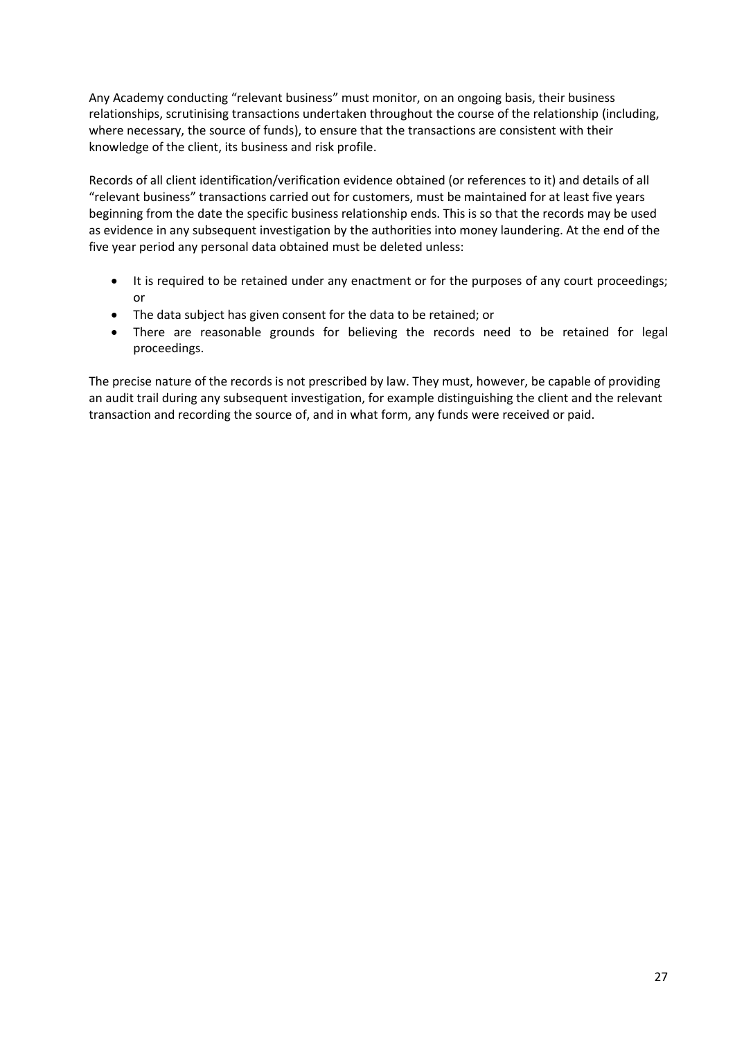Any Academy conducting “relevant business” must monitor, on an ongoing basis, their business relationships, scrutinising transactions undertaken throughout the course of the relationship (including, where necessary, the source of funds), to ensure that the transactions are consistent with their knowledge of the client, its business and risk profile.

Records of all client identification/verification evidence obtained (or references to it) and details of all “relevant business” transactions carried out for customers, must be maintained for at least five years beginning from the date the specific business relationship ends. This is so that the records may be used as evidence in any subsequent investigation by the authorities into money laundering. At the end of the five year period any personal data obtained must be deleted unless:

- It is required to be retained under any enactment or for the purposes of any court proceedings; or
- The data subject has given consent for the data to be retained; or
- There are reasonable grounds for believing the records need to be retained for legal proceedings.

The precise nature of the records is not prescribed by law. They must, however, be capable of providing an audit trail during any subsequent investigation, for example distinguishing the client and the relevant transaction and recording the source of, and in what form, any funds were received or paid.